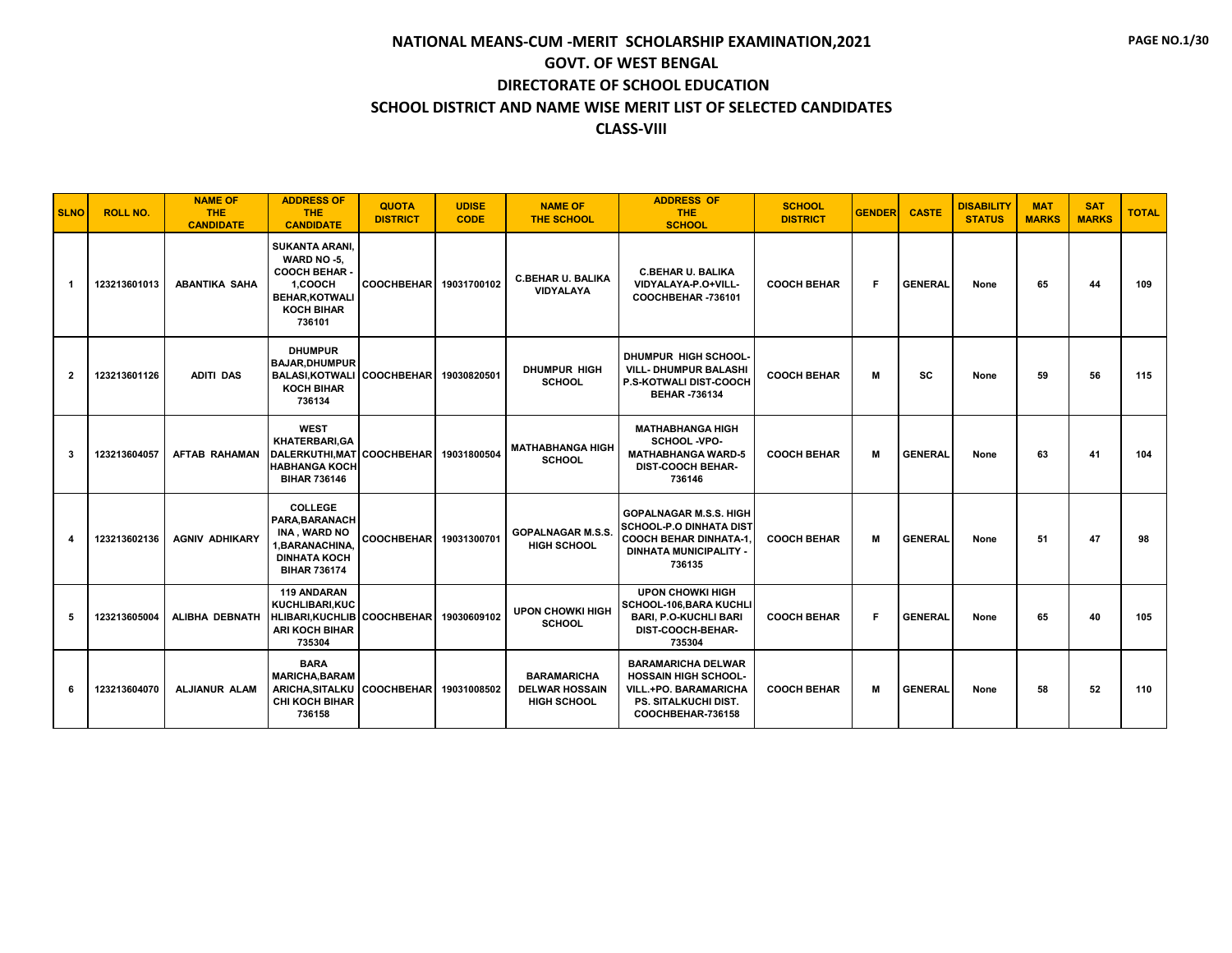# NATIONAL MEANS-CUM -MERIT SCHOLARSHIP EXAMINATION,2021

## GOVT. OF WEST BENGAL

## DIRECTORATE OF SCHOOL EDUCATION

## SCHOOL DISTRICT AND NAME WISE MERIT LIST OF SELECTED CANDIDATES

## CLASS-VIII

| SLNO | ROLL NO. | NAME OF THE CANDIDATE | ADDRESS OF THE CANDIDATE | QUOTA DISTRICT | UDISE CODE | NAME OF THE SCHOOL | ADDRESS OF THE SCHOOL | SCHOOL DISTRICT | GENDER | CASTE | DISABILITY STATUS | MAT MARKS | SAT MARKS | TOTAL |
|---|---|---|---|---|---|---|---|---|---|---|---|---|---|---|
| 1 | 123213601013 | ABANTIKA SAHA | SUKANTA ARANI, WARD NO -5, COOCH BEHAR - 1,COOCH BEHAR,KOTWALI KOCH BIHAR 736101 | COOCHBEHAR | 19031700102 | C.BEHAR U. BALIKA VIDYALAYA | C.BEHAR U. BALIKA VIDYALAYA-P.O+VILL-COOCHBEHAR -736101 | COOCH BEHAR | F | GENERAL | None | 65 | 44 | 109 |
| 2 | 123213601126 | ADITI DAS | DHUMPUR BAJAR,DHUMPUR BALASI,KOTWALI KOCH BIHAR 736134 | COOCHBEHAR | 19030820501 | DHUMPUR HIGH SCHOOL | DHUMPUR HIGH SCHOOL-VILL- DHUMPUR BALASHI P.S-KOTWALI DIST-COOCH BEHAR -736134 | COOCH BEHAR | M | SC | None | 59 | 56 | 115 |
| 3 | 123213604057 | AFTAB RAHAMAN | WEST KHATERBARI,GADALERKUTHI,MATHABHANGA KOCH BIHAR 736146 | COOCHBEHAR | 19031800504 | MATHABHANGA HIGH SCHOOL | MATHABHANGA HIGH SCHOOL -VPO-MATHABHANGA WARD-5 DIST-COOCH BEHAR-736146 | COOCH BEHAR | M | GENERAL | None | 63 | 41 | 104 |
| 4 | 123213602136 | AGNIV ADHIKARY | COLLEGE PARA,BARANACHINA , WARD NO 1,BARANACHINA, DINHATA KOCH BIHAR 736174 | COOCHBEHAR | 19031300701 | GOPALNAGAR M.S.S. HIGH SCHOOL | GOPALNAGAR M.S.S. HIGH SCHOOL-P.O DINHATA DIST COOCH BEHAR DINHATA-1, DINHATA MUNICIPALITY - 736135 | COOCH BEHAR | M | GENERAL | None | 51 | 47 | 98 |
| 5 | 123213605004 | ALIBHA DEBNATH | 119 ANDARAN KUCHLIBARI,KUCHLIBARI,KUCHLIBARI KOCH BIHAR 735304 | COOCHBEHAR | 19030609102 | UPON CHOWKI HIGH SCHOOL | UPON CHOWKI HIGH SCHOOL-106,BARA KUCHLI BARI, P.O-KUCHLI BARI DIST-COOCH-BEHAR-735304 | COOCH BEHAR | F | GENERAL | None | 65 | 40 | 105 |
| 6 | 123213604070 | ALJIANUR ALAM | BARA MARICHA,BARAMARICHA,SITALKUCHI KOCH BIHAR 736158 | COOCHBEHAR | 19031008502 | BARAMARICHA DELWAR HOSSAIN HIGH SCHOOL | BARAMARICHA DELWAR HOSSAIN HIGH SCHOOL-VILL.+PO. BARAMARICHA PS. SITALKUCHI DIST. COOCHBEHAR-736158 | COOCH BEHAR | M | GENERAL | None | 58 | 52 | 110 |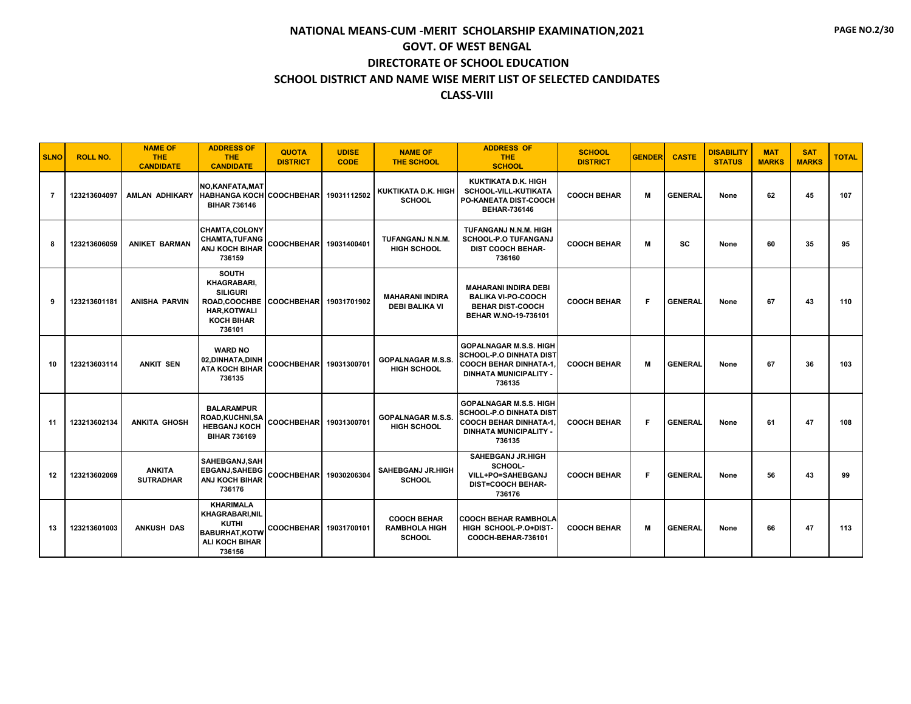# NATIONAL MEANS-CUM -MERIT SCHOLARSHIP EXAMINATION,2021
## GOVT. OF WEST BENGAL
## DIRECTORATE OF SCHOOL EDUCATION
## SCHOOL DISTRICT AND NAME WISE MERIT LIST OF SELECTED CANDIDATES
## CLASS-VIII

| SLNO | ROLL NO. | NAME OF THE CANDIDATE | ADDRESS OF THE CANDIDATE | QUOTA DISTRICT | UDISE CODE | NAME OF THE SCHOOL | ADDRESS OF THE SCHOOL | SCHOOL DISTRICT | GENDER | CASTE | DISABILITY STATUS | MAT MARKS | SAT MARKS | TOTAL |
|---|---|---|---|---|---|---|---|---|---|---|---|---|---|---|
| 7 | 123213604097 | AMLAN ADHIKARY | NO,KANFATA,MATHABHANGA KOCH BIHAR 736146 | COOCHBEHAR | 19031112502 | KUKTIKATA D.K. HIGH SCHOOL | KUKTIKATA D.K. HIGH SCHOOL-VILL-KUTIKATA PO-KANEATA DIST-COOCH BEHAR-736146 | COOCH BEHAR | M | GENERAL | None | 62 | 45 | 107 |
| 8 | 123213606059 | ANIKET BARMAN | CHAMTA,COLONY CHAMTA,TUFANGANJ KOCH BIHAR 736159 | COOCHBEHAR | 19031400401 | TUFANGANJ N.N.M. HIGH SCHOOL | TUFANGANJ N.N.M. HIGH SCHOOL-P.O TUFANGANJ DIST COOCH BEHAR-736160 | COOCH BEHAR | M | SC | None | 60 | 35 | 95 |
| 9 | 123213601181 | ANISHA PARVIN | SOUTH KHAGRABARI, SILIGURI ROAD,COOCHBEHAR,KOTWALI KOCH BIHAR 736101 | COOCHBEHAR | 19031701902 | MAHARANI INDIRA DEBI BALIKA VI | MAHARANI INDIRA DEBI BALIKA VI-PO-COOCH BEHAR DIST-COOCH BEHAR W.NO-19-736101 | COOCH BEHAR | F | GENERAL | None | 67 | 43 | 110 |
| 10 | 123213603114 | ANKIT SEN | WARD NO 02,DINHATA,DINHATA KOCH BIHAR 736135 | COOCHBEHAR | 19031300701 | GOPALNAGAR M.S.S. HIGH SCHOOL | GOPALNAGAR M.S.S. HIGH SCHOOL-P.O DINHATA DIST COOCH BEHAR DINHATA-1, DINHATA MUNICIPALITY - 736135 | COOCH BEHAR | M | GENERAL | None | 67 | 36 | 103 |
| 11 | 123213602134 | ANKITA GHOSH | BALARAMPUR ROAD,KUCHNI,SAHEBGANJ KOCH BIHAR 736169 | COOCHBEHAR | 19031300701 | GOPALNAGAR M.S.S. HIGH SCHOOL | GOPALNAGAR M.S.S. HIGH SCHOOL-P.O DINHATA DIST COOCH BEHAR DINHATA-1, DINHATA MUNICIPALITY - 736135 | COOCH BEHAR | F | GENERAL | None | 61 | 47 | 108 |
| 12 | 123213602069 | ANKITA SUTRADHAR | SAHEBGANJ,SAHEBGANJ,SAHEBGANJ KOCH BIHAR 736176 | COOCHBEHAR | 19030206304 | SAHEBGANJ JR.HIGH SCHOOL | SAHEBGANJ JR.HIGH SCHOOL-VILL+PO=SAHEBGANJ DIST=COOCH BEHAR-736176 | COOCH BEHAR | F | GENERAL | None | 56 | 43 | 99 |
| 13 | 123213601003 | ANKUSH DAS | KHARIMALA KHAGRABARI,NILKUTHI BABURHAT,KOTWALI KOCH BIHAR 736156 | COOCHBEHAR | 19031700101 | COOCH BEHAR RAMBHOLA HIGH SCHOOL | COOCH BEHAR RAMBHOLA HIGH SCHOOL-P.O+DIST-COOCH-BEHAR-736101 | COOCH BEHAR | M | GENERAL | None | 66 | 47 | 113 |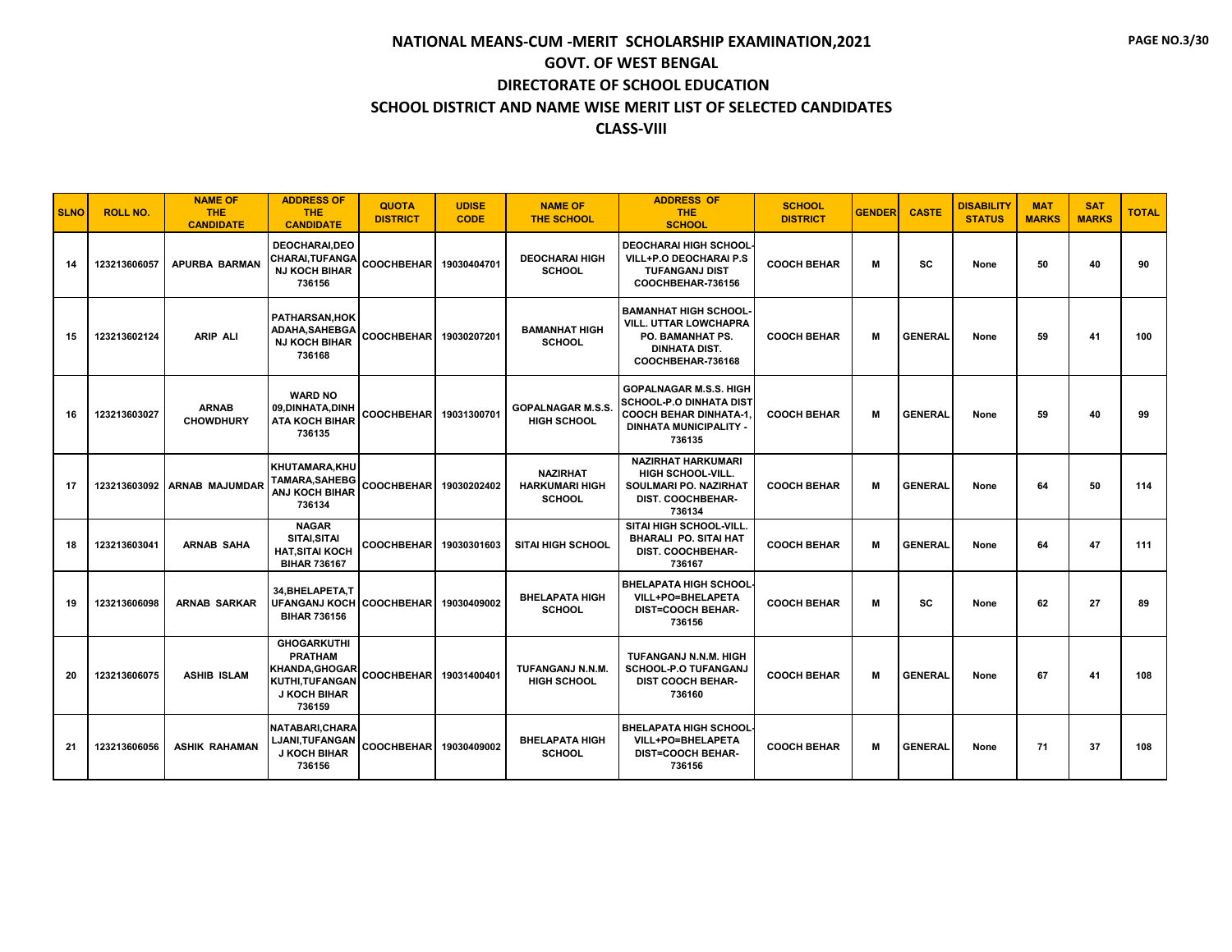# NATIONAL MEANS-CUM -MERIT SCHOLARSHIP EXAMINATION,2021

## GOVT. OF WEST BENGAL

## DIRECTORATE OF SCHOOL EDUCATION

## SCHOOL DISTRICT AND NAME WISE MERIT LIST OF SELECTED CANDIDATES

## CLASS-VIII

| SLNO | ROLL NO. | NAME OF THE CANDIDATE | ADDRESS OF THE CANDIDATE | QUOTA DISTRICT | UDISE CODE | NAME OF THE SCHOOL | ADDRESS OF THE SCHOOL | SCHOOL DISTRICT | GENDER | CASTE | DISABILITY STATUS | MAT MARKS | SAT MARKS | TOTAL |
|---|---|---|---|---|---|---|---|---|---|---|---|---|---|---|
| 14 | 123213606057 | APURBA BARMAN | DEOCHARAI,DEOCHARAI,TUFANGANJ KOCH BIHAR 736156 | COOCHBEHAR | 19030404701 | DEOCHARAI HIGH SCHOOL | DEOCHARAI HIGH SCHOOL-VILL+P.O DEOCHARAI P.S TUFANGANJ DIST COOCHBEHAR-736156 | COOCH BEHAR | M | SC | None | 50 | 40 | 90 |
| 15 | 123213602124 | ARIP ALI | PATHARSAN,HOKADAHA,SAHEBGANJ KOCH BIHAR 736168 | COOCHBEHAR | 19030207201 | BAMANHAT HIGH SCHOOL | BAMANHAT HIGH SCHOOL-VILL. UTTAR LOWCHAPRA PO. BAMANHAT PS. DINHATA DIST. COOCHBEHAR-736168 | COOCH BEHAR | M | GENERAL | None | 59 | 41 | 100 |
| 16 | 123213603027 | ARNAB CHOWDHURY | WARD NO 09,DINHATA,DINHATA KOCH BIHAR 736135 | COOCHBEHAR | 19031300701 | GOPALNAGAR M.S.S. HIGH SCHOOL | GOPALNAGAR M.S.S. HIGH SCHOOL-P.O DINHATA DIST COOCH BEHAR DINHATA-1, DINHATA MUNICIPALITY - 736135 | COOCH BEHAR | M | GENERAL | None | 59 | 40 | 99 |
| 17 | 123213603092 | ARNAB MAJUMDAR | KHUTAMARA,KHUTAMARA,SAHEBGANJ KOCH BIHAR 736134 | COOCHBEHAR | 19030202402 | NAZIRHAT HARKUMARI HIGH SCHOOL | NAZIRHAT HARKUMARI HIGH SCHOOL-VILL. SOULMARI PO. NAZIRHAT DIST. COOCHBEHAR-736134 | COOCH BEHAR | M | GENERAL | None | 64 | 50 | 114 |
| 18 | 123213603041 | ARNAB SAHA | NAGAR SITAI,SITAI HAT,SITAI KOCH BIHAR 736167 | COOCHBEHAR | 19030301603 | SITAI HIGH SCHOOL | SITAI HIGH SCHOOL-VILL. BHARALI PO. SITAI HAT DIST. COOCHBEHAR-736167 | COOCH BEHAR | M | GENERAL | None | 64 | 47 | 111 |
| 19 | 123213606098 | ARNAB SARKAR | 34,BHELAPETA,TUFANGANJ KOCH BIHAR 736156 | COOCHBEHAR | 19030409002 | BHELAPATA HIGH SCHOOL | BHELAPATA HIGH SCHOOL-VILL+PO=BHELAPETA DIST=COOCH BEHAR-736156 | COOCH BEHAR | M | SC | None | 62 | 27 | 89 |
| 20 | 123213606075 | ASHIB ISLAM | GHOGARKUTHI PRATHAM KHANDA,GHOGARKUTHI,TUFANGANJ KOCH BIHAR 736159 | COOCHBEHAR | 19031400401 | TUFANGANJ N.N.M. HIGH SCHOOL | TUFANGANJ N.N.M. HIGH SCHOOL-P.O TUFANGANJ DIST COOCH BEHAR-736160 | COOCH BEHAR | M | GENERAL | None | 67 | 41 | 108 |
| 21 | 123213606056 | ASHIK RAHAMAN | NATABARI,CHARALJANI,TUFANGANJ KOCH BIHAR 736156 | COOCHBEHAR | 19030409002 | BHELAPATA HIGH SCHOOL | BHELAPATA HIGH SCHOOL-VILL+PO=BHELAPETA DIST=COOCH BEHAR-736156 | COOCH BEHAR | M | GENERAL | None | 71 | 37 | 108 |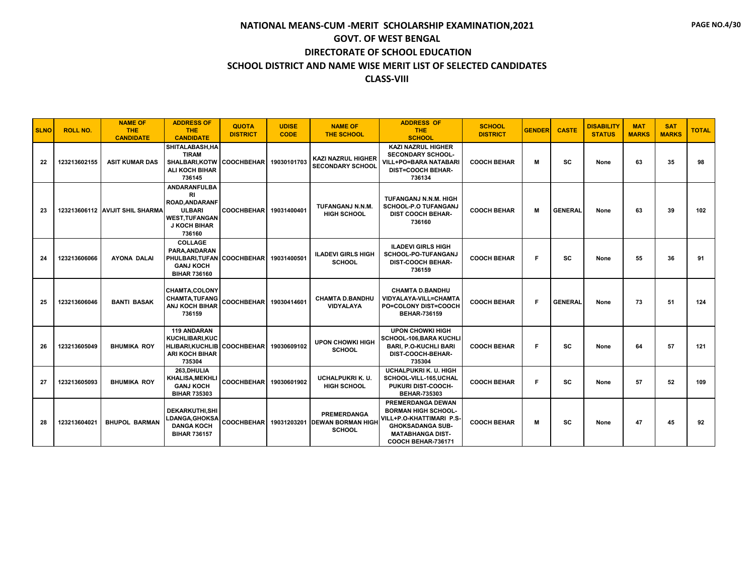# NATIONAL MEANS-CUM -MERIT SCHOLARSHIP EXAMINATION,2021
## GOVT. OF WEST BENGAL
## DIRECTORATE OF SCHOOL EDUCATION
## SCHOOL DISTRICT AND NAME WISE MERIT LIST OF SELECTED CANDIDATES
## CLASS-VIII

| SLNO | ROLL NO. | NAME OF THE CANDIDATE | ADDRESS OF THE CANDIDATE | QUOTA DISTRICT | UDISE CODE | NAME OF THE SCHOOL | ADDRESS OF THE SCHOOL | SCHOOL DISTRICT | GENDER | CASTE | DISABILITY STATUS | MAT MARKS | SAT MARKS | TOTAL |
|---|---|---|---|---|---|---|---|---|---|---|---|---|---|---|
| 22 | 123213602155 | ASIT KUMAR DAS | SHITALABASH,HA TIRAM SHALBARI,KOTW ALI KOCH BIHAR 736145 | COOCHBEHAR | 19030101703 | KAZI NAZRUL HIGHER SECONDARY SCHOOL | KAZI NAZRUL HIGHER SECONDARY SCHOOL-VILL+PO=BARA NATABARI DIST=COOCH BEHAR-736134 | COOCH BEHAR | M | SC | None | 63 | 35 | 98 |
| 23 | 123213606112 | AVIJIT SHIL SHARMA | ANDARANFULBA RI ROAD,ANDARANF ULBARI WEST,TUFANGAN J KOCH BIHAR 736160 | COOCHBEHAR | 19031400401 | TUFANGANJ N.N.M. HIGH SCHOOL | TUFANGANJ N.N.M. HIGH SCHOOL-P.O TUFANGANJ DIST COOCH BEHAR-736160 | COOCH BEHAR | M | GENERAL | None | 63 | 39 | 102 |
| 24 | 123213606066 | AYONA DALAI | COLLAGE PARA,ANDARAN PHULBARI,TUFAN GANJ KOCH BIHAR 736160 | COOCHBEHAR | 19031400501 | ILADEVI GIRLS HIGH SCHOOL | ILADEVI GIRLS HIGH SCHOOL-PO-TUFANGANJ DIST-COOCH BEHAR-736159 | COOCH BEHAR | F | SC | None | 55 | 36 | 91 |
| 25 | 123213606046 | BANTI BASAK | CHAMTA,COLONY CHAMTA,TUFANG ANJ KOCH BIHAR 736159 | COOCHBEHAR | 19030414601 | CHAMTA D.BANDHU VIDYALAYA | CHAMTA D.BANDHU VIDYALAYA-VILL=CHAMTA PO=COLONY DIST=COOCH BEHAR-736159 | COOCH BEHAR | F | GENERAL | None | 73 | 51 | 124 |
| 26 | 123213605049 | BHUMIKA ROY | 119 ANDARAN KUCHLIBARI,KUC HLIBARI,KUCHLIB ARI KOCH BIHAR 735304 | COOCHBEHAR | 19030609102 | UPON CHOWKI HIGH SCHOOL | UPON CHOWKI HIGH SCHOOL-106,BARA KUCHLI BARI, P.O-KUCHLI BARI DIST-COOCH-BEHAR-735304 | COOCH BEHAR | F | SC | None | 64 | 57 | 121 |
| 27 | 123213605093 | BHUMIKA ROY | 263,DHULIA KHALISA,MEKHLI GANJ KOCH BIHAR 735303 | COOCHBEHAR | 19030601902 | UCHALPUKRI K. U. HIGH SCHOOL | UCHALPUKRI K. U. HIGH SCHOOL-VILL-165,UCHAL PUKURI DIST-COOCH-BEHAR-735303 | COOCH BEHAR | F | SC | None | 57 | 52 | 109 |
| 28 | 123213604021 | BHUPOL BARMAN | DEKARKUTHI,SHI LDANGA,GHOKSA DANGA KOCH BIHAR 736157 | COOCHBEHAR | 19031203201 | PREMERDANGA DEWAN BORMAN HIGH SCHOOL | PREMERDANGA DEWAN BORMAN HIGH SCHOOL-VILL+P.O-KHATTIMARI P.S-GHOKSADANGA SUB-MATABHANGA DIST-COOCH BEHAR-736171 | COOCH BEHAR | M | SC | None | 47 | 45 | 92 |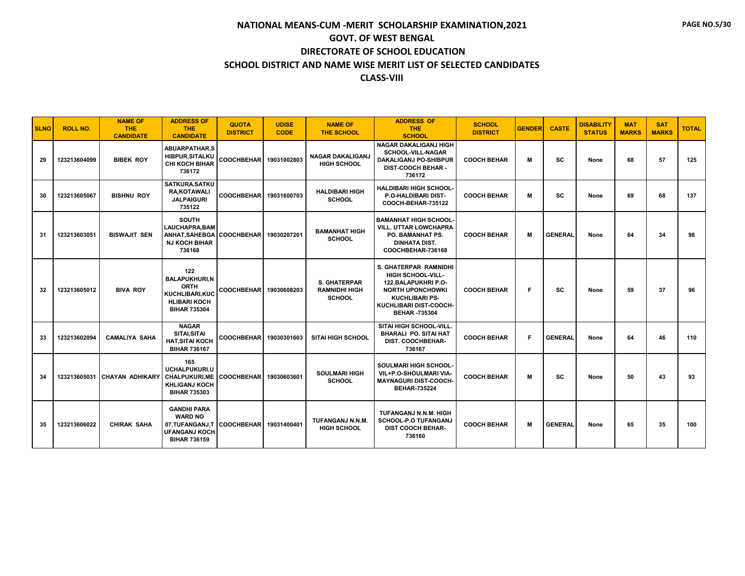# NATIONAL MEANS-CUM -MERIT SCHOLARSHIP EXAMINATION,2021
## GOVT. OF WEST BENGAL
## DIRECTORATE OF SCHOOL EDUCATION
## SCHOOL DISTRICT AND NAME WISE MERIT LIST OF SELECTED CANDIDATES
## CLASS-VIII

| SLNO | ROLL NO. | NAME OF THE CANDIDATE | ADDRESS OF THE CANDIDATE | QUOTA DISTRICT | UDISE CODE | NAME OF THE SCHOOL | ADDRESS OF THE SCHOOL | SCHOOL DISTRICT | GENDER | CASTE | DISABILITY STATUS | MAT MARKS | SAT MARKS | TOTAL |
|---|---|---|---|---|---|---|---|---|---|---|---|---|---|---|
| 29 | 123213604099 | BIBEK ROY | ABUARPATHAR,SHIBPUR,SITALKUCHI KOCH BIHAR 736172 | COOCHBEHAR | 19031002803 | NAGAR DAKALIGANJ HIGH SCHOOL | NAGAR DAKALIGANJ HIGH SCHOOL-VILL-NAGAR DAKALIGANJ PO-SHIBPUR DIST-COOCH BEHAR - 736172 | COOCH BEHAR | M | SC | None | 68 | 57 | 125 |
| 30 | 123213605067 | BISHNU ROY | SATKURA,SATKURA,KOTAWALI JALPAIGURI 735122 | COOCHBEHAR | 19031600703 | HALDIBARI HIGH SCHOOL | HALDIBARI HIGH SCHOOL-P.O-HALDIBARI DIST-COOCH-BEHAR-735122 | COOCH BEHAR | M | SC | None | 69 | 68 | 137 |
| 31 | 123213603051 | BISWAJIT SEN | SOUTH LAUCHAPRA,BAMANHAT,SAHEBGANJ KOCH BIHAR 736168 | COOCHBEHAR | 19030207201 | BAMANHAT HIGH SCHOOL | BAMANHAT HIGH SCHOOL-VILL. UTTAR LOWCHAPRA PO. BAMANHAT PS. DINHATA DIST. COOCHBEHAR-736168 | COOCH BEHAR | M | GENERAL | None | 64 | 34 | 98 |
| 32 | 123213605012 | BIVA ROY | 122 BALAPUKHURI,NORTH KUCHLIBARI,KUCHLIBARI KOCH BIHAR 735304 | COOCHBEHAR | 19030608203 | S. GHATERPAR RAMNIDHI HIGH SCHOOL | S. GHATERPAR RAMNIDHI HIGH SCHOOL-VILL-122,BALAPUKHRI P.O-NORTH UPONCHOWKI KUCHLIBARI PS-KUCHLIBARI DIST-COOCH-BEHAR -735304 | COOCH BEHAR | F | SC | None | 59 | 37 | 96 |
| 33 | 123213602094 | CAMALIYA SAHA | NAGAR SITAI,SITAI HAT,SITAI KOCH BIHAR 736167 | COOCHBEHAR | 19030301603 | SITAI HIGH SCHOOL | SITAI HIGH SCHOOL-VILL. BHARALI PO. SITAI HAT DIST. COOCHBEHAR-736167 | COOCH BEHAR | F | GENERAL | None | 64 | 46 | 110 |
| 34 | 123213605031 | CHAYAN ADHIKARY | 165 UCHALPUKURI,UCHALPUKURI,MEKHLIGANJ KOCH BIHAR 735303 | COOCHBEHAR | 19030603601 | SOULMARI HIGH SCHOOL | SOULMARI HIGH SCHOOL-VIL+P.O-SHOULMARI VIA-MAYNAGURI DIST-COOCH-BEHAR-735224 | COOCH BEHAR | M | SC | None | 50 | 43 | 93 |
| 35 | 123213606022 | CHIRAK SAHA | GANDHI PARA WARD NO 07,TUFANGANJ,TUFANGANJ KOCH BIHAR 736159 | COOCHBEHAR | 19031400401 | TUFANGANJ N.N.M. HIGH SCHOOL | TUFANGANJ N.N.M. HIGH SCHOOL-P.O TUFANGANJ DIST COOCH BEHAR-736160 | COOCH BEHAR | M | GENERAL | None | 65 | 35 | 100 |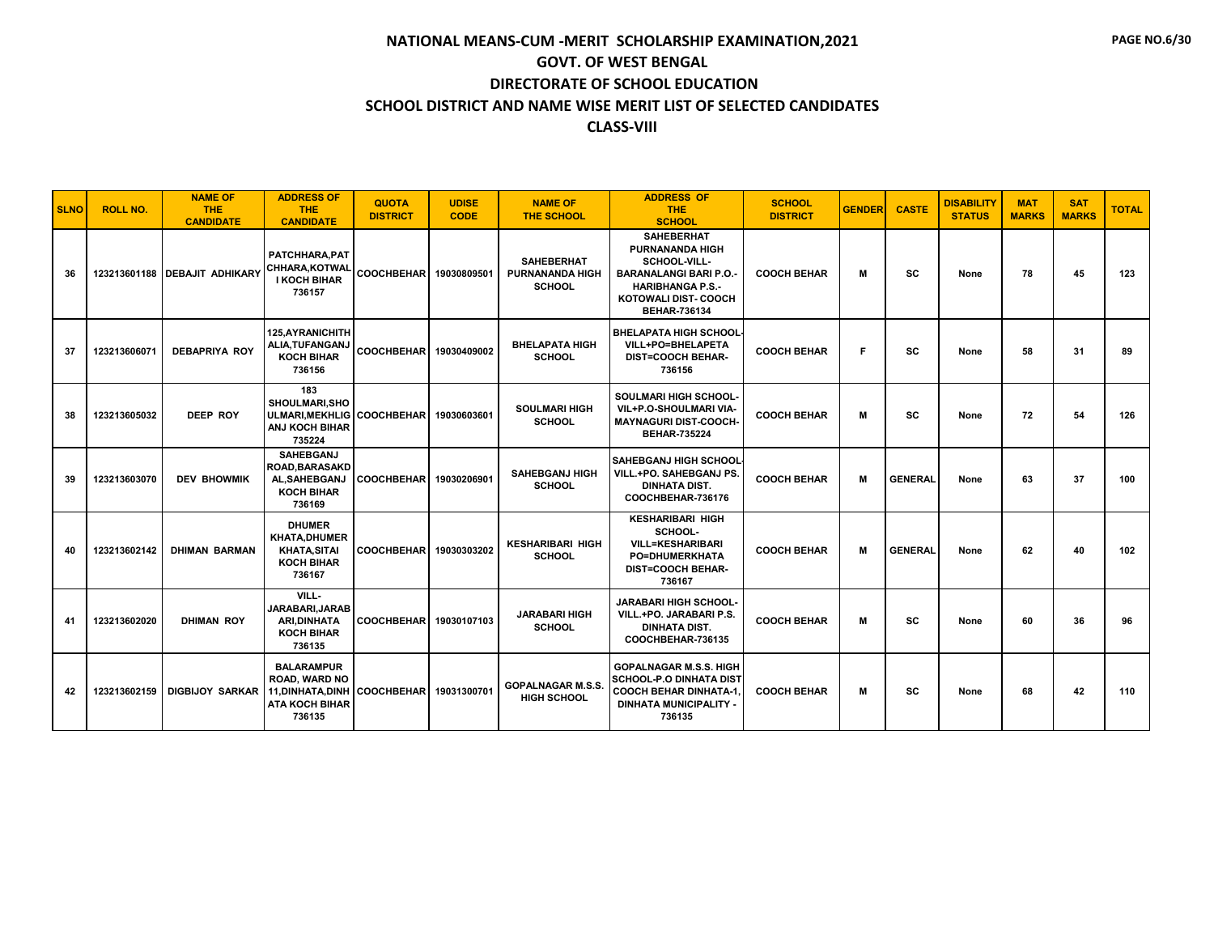# NATIONAL MEANS-CUM -MERIT SCHOLARSHIP EXAMINATION,2021

## GOVT. OF WEST BENGAL

## DIRECTORATE OF SCHOOL EDUCATION

## SCHOOL DISTRICT AND NAME WISE MERIT LIST OF SELECTED CANDIDATES

## CLASS-VIII

| SLNO | ROLL NO. | NAME OF THE CANDIDATE | ADDRESS OF THE CANDIDATE | QUOTA DISTRICT | UDISE CODE | NAME OF THE SCHOOL | ADDRESS OF THE SCHOOL | SCHOOL DISTRICT | GENDER | CASTE | DISABILITY STATUS | MAT MARKS | SAT MARKS | TOTAL |
|---|---|---|---|---|---|---|---|---|---|---|---|---|---|---|
| 36 | 123213601188 | DEBAJIT ADHIKARY | PATCHHARA,PATCHHARA,KOTWALI KOCH BIHAR 736157 | COOCHBEHAR | 19030809501 | SAHEBERHAT PURNANANDA HIGH SCHOOL | SAHEBERHAT PURNANANDA HIGH SCHOOL-VILL-BARANALANGI BARI P.O.-HARIBHANGA P.S.-KOTOWALI DIST- COOCH BEHAR-736134 | COOCH BEHAR | M | SC | None | 78 | 45 | 123 |
| 37 | 123213606071 | DEBAPRIYA ROY | 125,AYRANICHITHALIA,TUFANGANJ KOCH BIHAR 736156 | COOCHBEHAR | 19030409002 | BHELAPATA HIGH SCHOOL | BHELAPATA HIGH SCHOOL-VILL+PO=BHELAPETA DIST=COOCH BEHAR-736156 | COOCH BEHAR | F | SC | None | 58 | 31 | 89 |
| 38 | 123213605032 | DEEP ROY | 183 SHOULMARI,SHOULMARI,MEKHLIGANJ KOCH BIHAR 735224 | COOCHBEHAR | 19030603601 | SOULMARI HIGH SCHOOL | SOULMARI HIGH SCHOOL-VIL+P.O-SHOULMARI VIA-MAYNAGURI DIST-COOCH-BEHAR-735224 | COOCH BEHAR | M | SC | None | 72 | 54 | 126 |
| 39 | 123213603070 | DEV BHOWMIK | SAHEBGANJ ROAD,BARASAKDAL,SAHEBGANJ KOCH BIHAR 736169 | COOCHBEHAR | 19030206901 | SAHEBGANJ HIGH SCHOOL | SAHEBGANJ HIGH SCHOOL-VILL.+PO. SAHEBGANJ PS. DINHATA DIST. COOCHBEHAR-736176 | COOCH BEHAR | M | GENERAL | None | 63 | 37 | 100 |
| 40 | 123213602142 | DHIMAN BARMAN | DHUMER KHATA,DHUMERKHATA,SITAI KOCH BIHAR 736167 | COOCHBEHAR | 19030303202 | KESHARIBARI HIGH SCHOOL | KESHARIBARI HIGH SCHOOL-VILL=KESHARIBARI PO=DHUMERKHATA DIST=COOCH BEHAR-736167 | COOCH BEHAR | M | GENERAL | None | 62 | 40 | 102 |
| 41 | 123213602020 | DHIMAN ROY | VILL-JARABARI,JARABARI,DINHATA KOCH BIHAR 736135 | COOCHBEHAR | 19030107103 | JARABARI HIGH SCHOOL | JARABARI HIGH SCHOOL-VILL.+PO. JARABARI P.S. DINHATA DIST. COOCHBEHAR-736135 | COOCH BEHAR | M | SC | None | 60 | 36 | 96 |
| 42 | 123213602159 | DIGBIJOY SARKAR | BALARAMPUR ROAD, WARD NO 11,DINHATA,DINHATA KOCH BIHAR 736135 | COOCHBEHAR | 19031300701 | GOPALNAGAR M.S.S. HIGH SCHOOL | GOPALNAGAR M.S.S. HIGH SCHOOL-P.O DINHATA DIST COOCH BEHAR DINHATA-1, DINHATA MUNICIPALITY - 736135 | COOCH BEHAR | M | SC | None | 68 | 42 | 110 |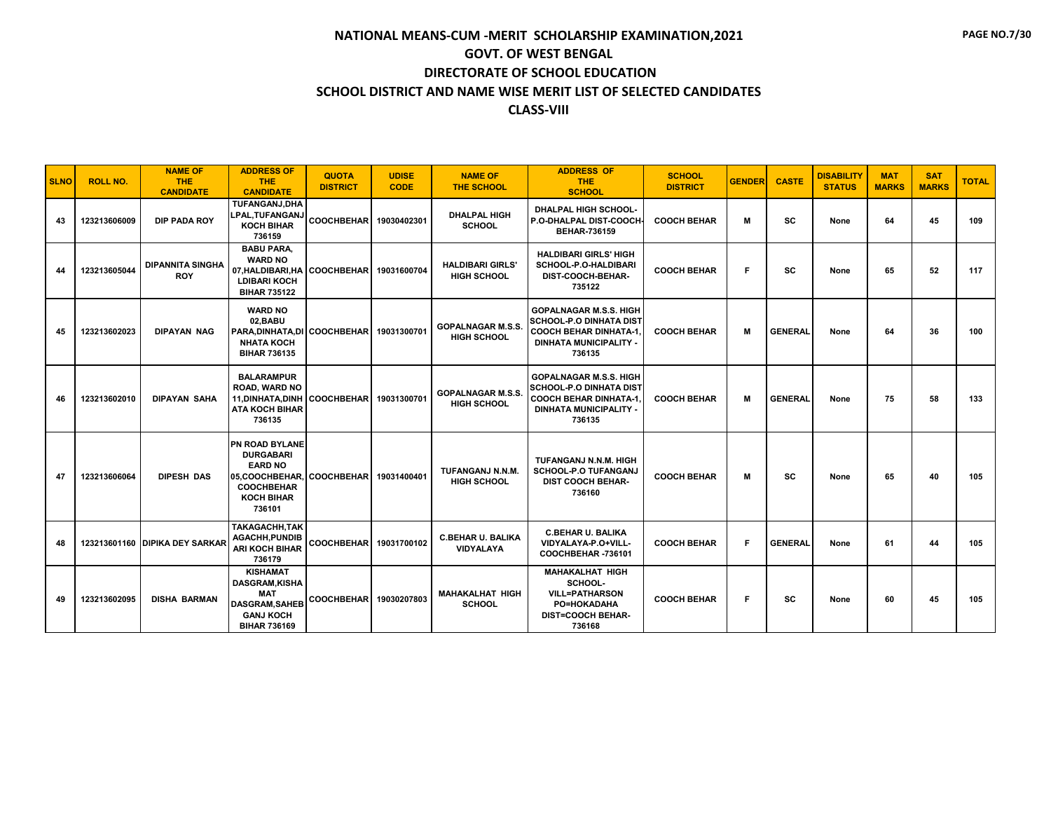# NATIONAL MEANS-CUM -MERIT SCHOLARSHIP EXAMINATION,2021
## GOVT. OF WEST BENGAL
## DIRECTORATE OF SCHOOL EDUCATION
## SCHOOL DISTRICT AND NAME WISE MERIT LIST OF SELECTED CANDIDATES
## CLASS-VIII

| SLNO | ROLL NO. | NAME OF THE CANDIDATE | ADDRESS OF THE CANDIDATE | QUOTA DISTRICT | UDISE CODE | NAME OF THE SCHOOL | ADDRESS OF THE SCHOOL | SCHOOL DISTRICT | GENDER | CASTE | DISABILITY STATUS | MAT MARKS | SAT MARKS | TOTAL |
|---|---|---|---|---|---|---|---|---|---|---|---|---|---|---|
| 43 | 123213606009 | DIP PADA ROY | TUFANGANJ,DHALPAL,TUFANGANJ KOCH BIHAR 736159 | COOCHBEHAR | 19030402301 | DHALPAL HIGH SCHOOL | DHALPAL HIGH SCHOOL-P.O-DHALPAL DIST-COOCH-BEHAR-736159 | COOCH BEHAR | M | SC | None | 64 | 45 | 109 |
| 44 | 123213605044 | DIPANNITA SINGHA ROY | BABU PARA, WARD NO 07,HALDIBARI,HALDIBARI KOCH BIHAR 735122 | COOCHBEHAR | 19031600704 | HALDIBARI GIRLS' HIGH SCHOOL | HALDIBARI GIRLS' HIGH SCHOOL-P.O-HALDIBARI DIST-COOCH-BEHAR-735122 | COOCH BEHAR | F | SC | None | 65 | 52 | 117 |
| 45 | 123213602023 | DIPAYAN NAG | WARD NO 02,BABU PARA,DINHATA,DINHATA KOCH BIHAR 736135 | COOCHBEHAR | 19031300701 | GOPALNAGAR M.S.S. HIGH SCHOOL | GOPALNAGAR M.S.S. HIGH SCHOOL-P.O DINHATA DIST COOCH BEHAR DINHATA-1, DINHATA MUNICIPALITY - 736135 | COOCH BEHAR | M | GENERAL | None | 64 | 36 | 100 |
| 46 | 123213602010 | DIPAYAN SAHA | BALARAMPUR ROAD, WARD NO 11,DINHATA,DINHATA KOCH BIHAR 736135 | COOCHBEHAR | 19031300701 | GOPALNAGAR M.S.S. HIGH SCHOOL | GOPALNAGAR M.S.S. HIGH SCHOOL-P.O DINHATA DIST COOCH BEHAR DINHATA-1, DINHATA MUNICIPALITY - 736135 | COOCH BEHAR | M | GENERAL | None | 75 | 58 | 133 |
| 47 | 123213606064 | DIPESH DAS | PN ROAD BYLANE DURGABARI EARD NO 05,COOCHBEHAR,COOCHBEHAR KOCH BIHAR 736101 | COOCHBEHAR | 19031400401 | TUFANGANJ N.N.M. HIGH SCHOOL | TUFANGANJ N.N.M. HIGH SCHOOL-P.O TUFANGANJ DIST COOCH BEHAR-736160 | COOCH BEHAR | M | SC | None | 65 | 40 | 105 |
| 48 | 123213601160 | DIPIKA DEY SARKAR | TAKAGACHH,TAKAGACHH,PUNDIBARI KOCH BIHAR 736179 | COOCHBEHAR | 19031700102 | C.BEHAR U. BALIKA VIDYALAYA | C.BEHAR U. BALIKA VIDYALAYA-P.O+VILL-COOCHBEHAR -736101 | COOCH BEHAR | F | GENERAL | None | 61 | 44 | 105 |
| 49 | 123213602095 | DISHA BARMAN | KISHAMAT DASGRAM,KISHAMAT DASGRAM,SAHEBGANJ KOCH BIHAR 736169 | COOCHBEHAR | 19030207803 | MAHAKALHAT HIGH SCHOOL | MAHAKALHAT HIGH SCHOOL-VILL=PATHARSON PO=HOKADAHA DIST=COOCH BEHAR-736168 | COOCH BEHAR | F | SC | None | 60 | 45 | 105 |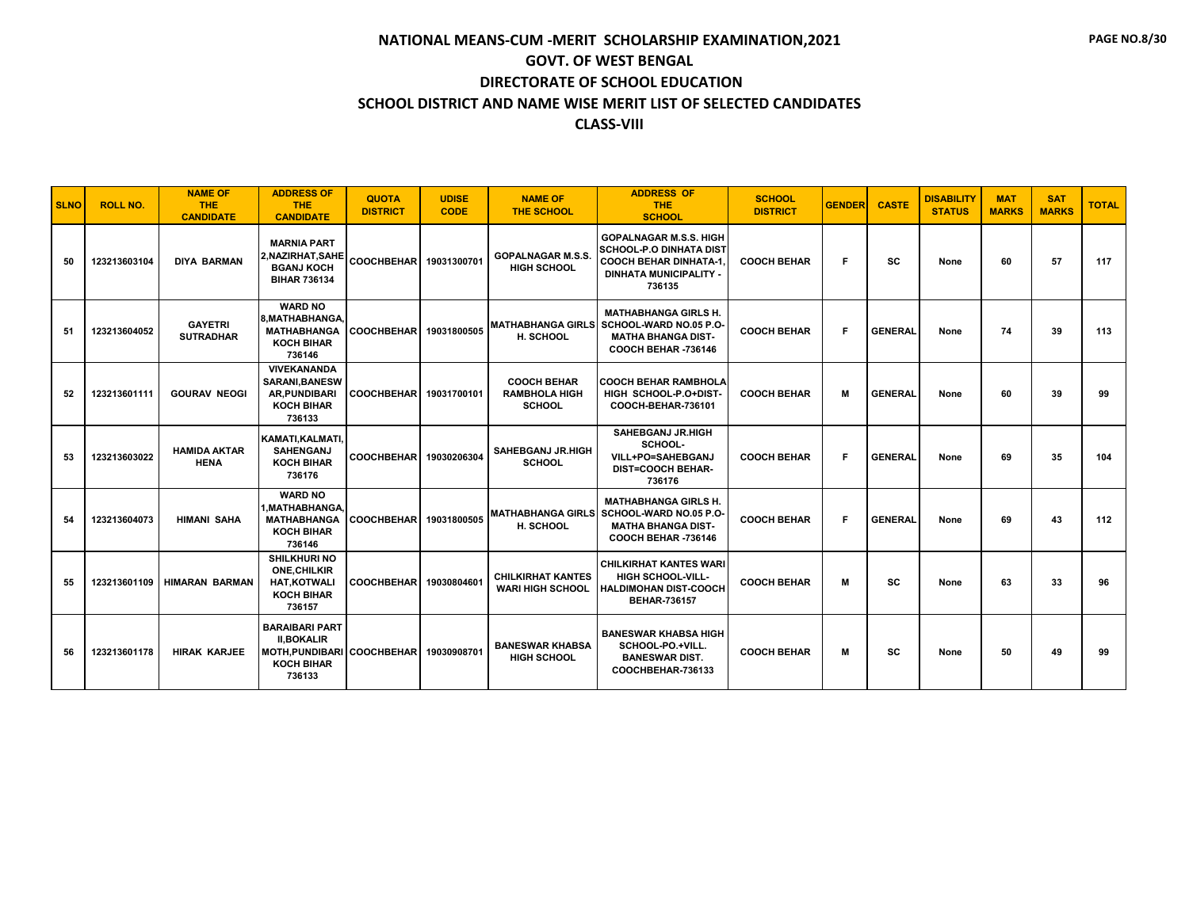# NATIONAL MEANS-CUM -MERIT SCHOLARSHIP EXAMINATION,2021

## GOVT. OF WEST BENGAL

## DIRECTORATE OF SCHOOL EDUCATION

## SCHOOL DISTRICT AND NAME WISE MERIT LIST OF SELECTED CANDIDATES

## CLASS-VIII

| SLNO | ROLL NO. | NAME OF THE CANDIDATE | ADDRESS OF THE CANDIDATE | QUOTA DISTRICT | UDISE CODE | NAME OF THE SCHOOL | ADDRESS OF THE SCHOOL | SCHOOL DISTRICT | GENDER | CASTE | DISABILITY STATUS | MAT MARKS | SAT MARKS | TOTAL |
|---|---|---|---|---|---|---|---|---|---|---|---|---|---|---|
| 50 | 123213603104 | DIYA BARMAN | MARNIA PART 2,NAZIRHAT,SAHEBGANJ KOCH BIHAR 736134 | COOCHBEHAR | 19031300701 | GOPALNAGAR M.S.S. HIGH SCHOOL | GOPALNAGAR M.S.S. HIGH SCHOOL-P.O DINHATA DIST COOCH BEHAR DINHATA-1, DINHATA MUNICIPALITY - 736135 | COOCH BEHAR | F | SC | None | 60 | 57 | 117 |
| 51 | 123213604052 | GAYETRI SUTRADHAR | WARD NO 8,MATHABHANGA, MATHABHANGA KOCH BIHAR 736146 | COOCHBEHAR | 19031800505 | MATHABHANGA GIRLS H. SCHOOL | MATHABHANGA GIRLS H. SCHOOL-WARD NO.05 P.O-MATHA BHANGA DIST-COOCH BEHAR -736146 | COOCH BEHAR | F | GENERAL | None | 74 | 39 | 113 |
| 52 | 123213601111 | GOURAV NEOGI | VIVEKANANDA SARANI,BANESWAR,PUNDIBARI KOCH BIHAR 736133 | COOCHBEHAR | 19031700101 | COOCH BEHAR RAMBHOLA HIGH SCHOOL | COOCH BEHAR RAMBHOLA HIGH SCHOOL-P.O+DIST-COOCH-BEHAR-736101 | COOCH BEHAR | M | GENERAL | None | 60 | 39 | 99 |
| 53 | 123213603022 | HAMIDA AKTAR HENA | KAMATI,KALMATI, SAHENGANJ KOCH BIHAR 736176 | COOCHBEHAR | 19030206304 | SAHEBGANJ JR.HIGH SCHOOL | SAHEBGANJ JR.HIGH SCHOOL-VILL+PO=SAHEBGANJ DIST=COOCH BEHAR-736176 | COOCH BEHAR | F | GENERAL | None | 69 | 35 | 104 |
| 54 | 123213604073 | HIMANI SAHA | WARD NO 1,MATHABHANGA, MATHABHANGA KOCH BIHAR 736146 | COOCHBEHAR | 19031800505 | MATHABHANGA GIRLS H. SCHOOL | MATHABHANGA GIRLS H. SCHOOL-WARD NO.05 P.O-MATHA BHANGA DIST-COOCH BEHAR -736146 | COOCH BEHAR | F | GENERAL | None | 69 | 43 | 112 |
| 55 | 123213601109 | HIMARAN BARMAN | SHILKHURI NO ONE,CHILKIR HAT,KOTWALI KOCH BIHAR 736157 | COOCHBEHAR | 19030804601 | CHILKIRHAT KANTES WARI HIGH SCHOOL | CHILKIRHAT KANTES WARI HIGH SCHOOL-VILL-HALDIMOHAN DIST-COOCH BEHAR-736157 | COOCH BEHAR | M | SC | None | 63 | 33 | 96 |
| 56 | 123213601178 | HIRAK KARJEE | BARAIBARI PART II,BOKALIR MOTH,PUNDIBARI KOCH BIHAR 736133 | COOCHBEHAR | 19030908701 | BANESWAR KHABSA HIGH SCHOOL | BANESWAR KHABSA HIGH SCHOOL-PO.+VILL. BANESWAR DIST. COOCHBEHAR-736133 | COOCH BEHAR | M | SC | None | 50 | 49 | 99 |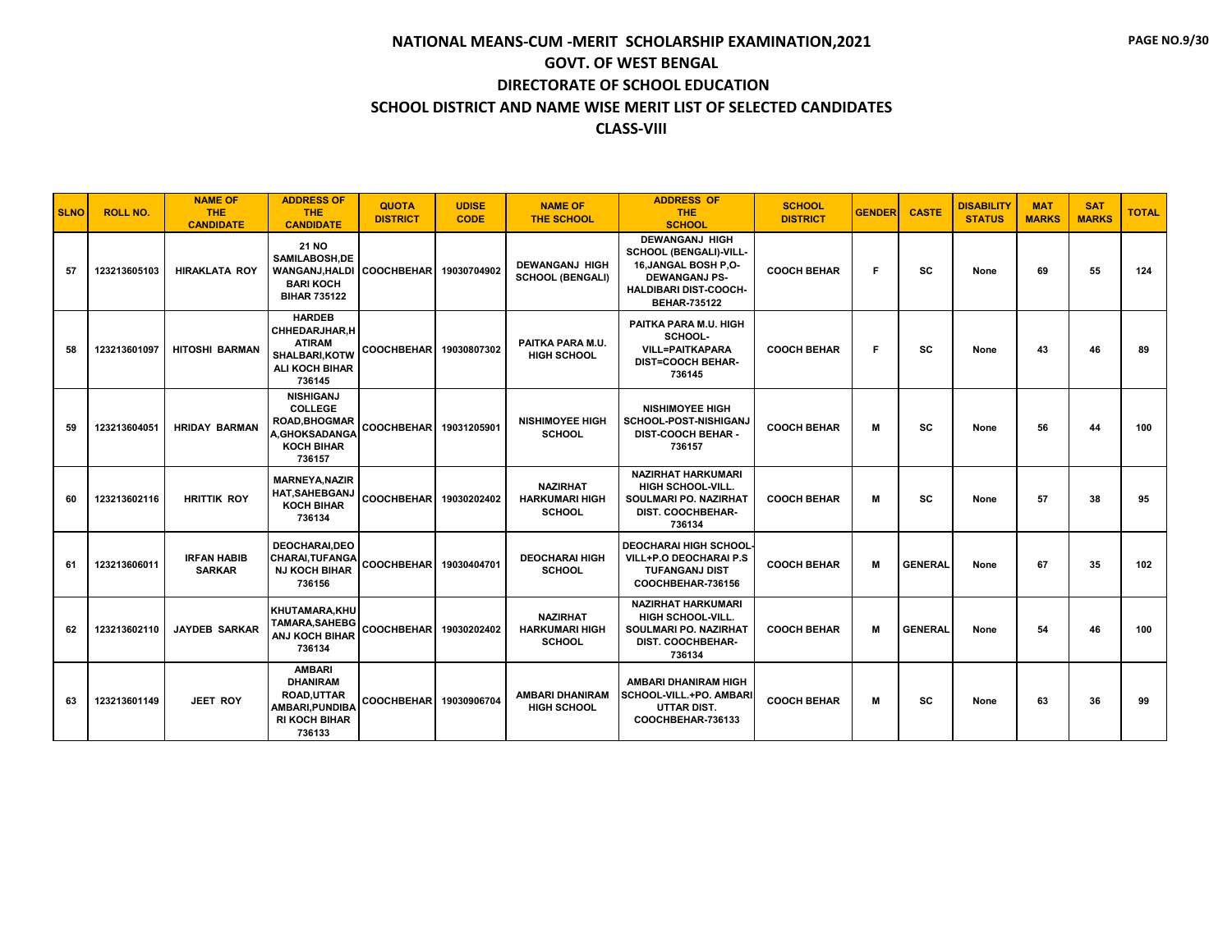# NATIONAL MEANS-CUM -MERIT SCHOLARSHIP EXAMINATION,2021

## GOVT. OF WEST BENGAL

## DIRECTORATE OF SCHOOL EDUCATION

## SCHOOL DISTRICT AND NAME WISE MERIT LIST OF SELECTED CANDIDATES

## CLASS-VIII

| SLNO | ROLL NO. | NAME OF THE CANDIDATE | ADDRESS OF THE CANDIDATE | QUOTA DISTRICT | UDISE CODE | NAME OF THE SCHOOL | ADDRESS OF THE SCHOOL | SCHOOL DISTRICT | GENDER | CASTE | DISABILITY STATUS | MAT MARKS | SAT MARKS | TOTAL |
|---|---|---|---|---|---|---|---|---|---|---|---|---|---|---|
| 57 | 123213605103 | HIRAKLATA ROY | 21 NO SAMILABOSH,DEWANGANJ,HALDIBARI KOCH BIHAR 735122 | COOCHBEHAR | 19030704902 | DEWANGANJ HIGH SCHOOL (BENGALI) | DEWANGANJ HIGH SCHOOL (BENGALI)-VILL-16,JANGAL BOSH P,O-DEWANGANJ PS-HALDIBARI DIST-COOCH-BEHAR-735122 | COOCH BEHAR | F | SC | None | 69 | 55 | 124 |
| 58 | 123213601097 | HITOSHI BARMAN | HARDEB CHHEDARJHAR,HATIRAM SHALBARI,KOTWALI KOCH BIHAR 736145 | COOCHBEHAR | 19030807302 | PAITKA PARA M.U. HIGH SCHOOL | PAITKA PARA M.U. HIGH SCHOOL-VILL=PAITKAPARA DIST=COOCH BEHAR-736145 | COOCH BEHAR | F | SC | None | 43 | 46 | 89 |
| 59 | 123213604051 | HRIDAY BARMAN | NISHIGANJ COLLEGE ROAD,BHOGMARA,GHOKSADANGA KOCH BIHAR 736157 | COOCHBEHAR | 19031205901 | NISHIMOYEE HIGH SCHOOL | NISHIMOYEE HIGH SCHOOL-POST-NISHIGANJ DIST-COOCH BEHAR - 736157 | COOCH BEHAR | M | SC | None | 56 | 44 | 100 |
| 60 | 123213602116 | HRITTIK ROY | MARNEYA,NAZIRHAT,SAHEBGANJ KOCH BIHAR 736134 | COOCHBEHAR | 19030202402 | NAZIRHAT HARKUMARI HIGH SCHOOL | NAZIRHAT HARKUMARI HIGH SCHOOL-VILL. SOULMARI PO. NAZIRHAT DIST. COOCHBEHAR-736134 | COOCH BEHAR | M | SC | None | 57 | 38 | 95 |
| 61 | 123213606011 | IRFAN HABIB SARKAR | DEOCHARAI,DEOCHARAI,TUFANGANJ KOCH BIHAR 736156 | COOCHBEHAR | 19030404701 | DEOCHARAI HIGH SCHOOL | DEOCHARAI HIGH SCHOOL-VILL+P.O DEOCHARAI P.S TUFANGANJ DIST COOCHBEHAR-736156 | COOCH BEHAR | M | GENERAL | None | 67 | 35 | 102 |
| 62 | 123213602110 | JAYDEB SARKAR | KHUTAMARA,KHUTAMARA,SAHEBGANJ KOCH BIHAR 736134 | COOCHBEHAR | 19030202402 | NAZIRHAT HARKUMARI HIGH SCHOOL | NAZIRHAT HARKUMARI HIGH SCHOOL-VILL. SOULMARI PO. NAZIRHAT DIST. COOCHBEHAR-736134 | COOCH BEHAR | M | GENERAL | None | 54 | 46 | 100 |
| 63 | 123213601149 | JEET ROY | AMBARI DHANIRAM ROAD,UTTAR AMBARI,PUNDIBARI KOCH BIHAR 736133 | COOCHBEHAR | 19030906704 | AMBARI DHANIRAM HIGH SCHOOL | AMBARI DHANIRAM HIGH SCHOOL-VILL.+PO. AMBARI UTTAR DIST. COOCHBEHAR-736133 | COOCH BEHAR | M | SC | None | 63 | 36 | 99 |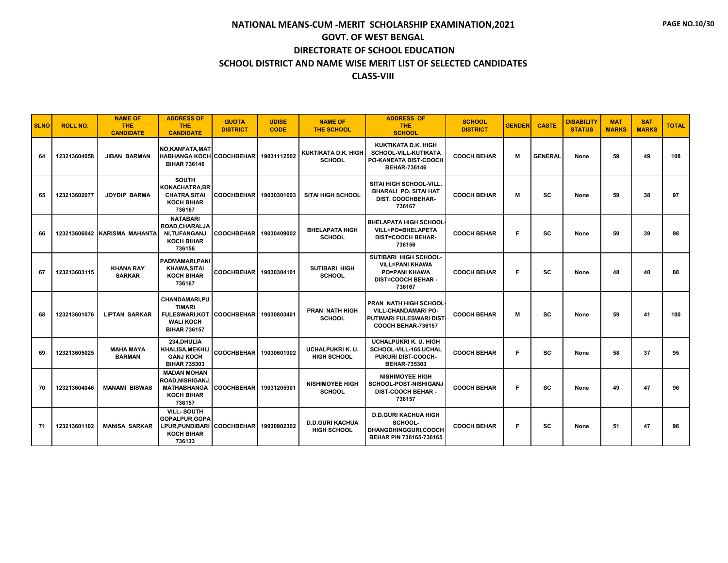# NATIONAL MEANS-CUM -MERIT SCHOLARSHIP EXAMINATION,2021

## GOVT. OF WEST BENGAL

## DIRECTORATE OF SCHOOL EDUCATION

## SCHOOL DISTRICT AND NAME WISE MERIT LIST OF SELECTED CANDIDATES

## CLASS-VIII

| SLNO | ROLL NO. | NAME OF THE CANDIDATE | ADDRESS OF THE CANDIDATE | QUOTA DISTRICT | UDISE CODE | NAME OF THE SCHOOL | ADDRESS OF THE SCHOOL | SCHOOL DISTRICT | GENDER | CASTE | DISABILITY STATUS | MAT MARKS | SAT MARKS | TOTAL |
|---|---|---|---|---|---|---|---|---|---|---|---|---|---|---|
| 64 | 123213604058 | JIBAN BARMAN | NO,KANFATA,MATHABHANGA KOCH BIHAR 736146 | COOCHBEHAR | 19031112502 | KUKTIKATA D.K. HIGH SCHOOL | KUKTIKATA D.K. HIGH SCHOOL-VILL-KUTIKATA PO-KANEATA DIST-COOCH BEHAR-736146 | COOCH BEHAR | M | GENERAL | None | 59 | 49 | 108 |
| 65 | 123213602077 | JOYDIP BARMA | SOUTH KONACHATRA,BRCHATRA,SITAI KOCH BIHAR 736167 | COOCHBEHAR | 19030301603 | SITAI HIGH SCHOOL | SITAI HIGH SCHOOL-VILL. BHARALI PO. SITAI HAT DIST. COOCHBEHAR-736167 | COOCH BEHAR | M | SC | None | 59 | 38 | 97 |
| 66 | 123213606042 | KARISMA MAHANTA | NATABARI ROAD,CHARALJANI,TUFANGANJ KOCH BIHAR 736156 | COOCHBEHAR | 19030409002 | BHELAPATA HIGH SCHOOL | BHELAPATA HIGH SCHOOL-VILL+PO=BHELAPETA DIST=COOCH BEHAR-736156 | COOCH BEHAR | F | SC | None | 59 | 39 | 98 |
| 67 | 123213603115 | KHANA RAY SARKAR | PADMAMARI,PANIKHAWA,SITAI KOCH BIHAR 736167 | COOCHBEHAR | 19030304101 | SUTIBARI HIGH SCHOOL | SUTIBARI HIGH SCHOOL-VILL=PANI KHAWA PO=PANI KHAWA DIST=COOCH BEHAR - 736167 | COOCH BEHAR | F | SC | None | 48 | 40 | 88 |
| 68 | 123213601076 | LIPTAN SARKAR | CHANDAMARI,PUTIMARI FULESWARI,KOTWALI KOCH BIHAR 736157 | COOCHBEHAR | 19030803401 | PRAN NATH HIGH SCHOOL | PRAN NATH HIGH SCHOOL-VILL-CHANDAMARI PO-PUTIMARI FULESWARI DIST-COOCH BEHAR-736157 | COOCH BEHAR | M | SC | None | 59 | 41 | 100 |
| 69 | 123213605025 | MAHA MAYA BARMAN | 234,DHULIA KHALISA,MEKHLIGANJ KOCH BIHAR 735303 | COOCHBEHAR | 19030601902 | UCHALPUKRI K. U. HIGH SCHOOL | UCHALPUKRI K. U. HIGH SCHOOL-VILL-165,UCHALPUKURI DIST-COOCH-BEHAR-735303 | COOCH BEHAR | F | SC | None | 58 | 37 | 95 |
| 70 | 123213604046 | MANAMI BISWAS | MADAN MOHAN ROAD,NISHIGANJ,MATHABHANGA KOCH BIHAR 736157 | COOCHBEHAR | 19031205901 | NISHIMOYEE HIGH SCHOOL | NISHIMOYEE HIGH SCHOOL-POST-NISHIGANJ DIST-COOCH BEHAR - 736157 | COOCH BEHAR | F | SC | None | 49 | 47 | 96 |
| 71 | 123213601102 | MANISA SARKAR | VILL- SOUTH GOPALPUR,GOPALPUR,PUNDIBARI KOCH BIHAR 736133 | COOCHBEHAR | 19030902302 | D.D.GURI KACHUA HIGH SCHOOL | D.D.GURI KACHUA HIGH SCHOOL-DHANGDHINGGURI,COOCH BEHAR PIN 736165-736165 | COOCH BEHAR | F | SC | None | 51 | 47 | 98 |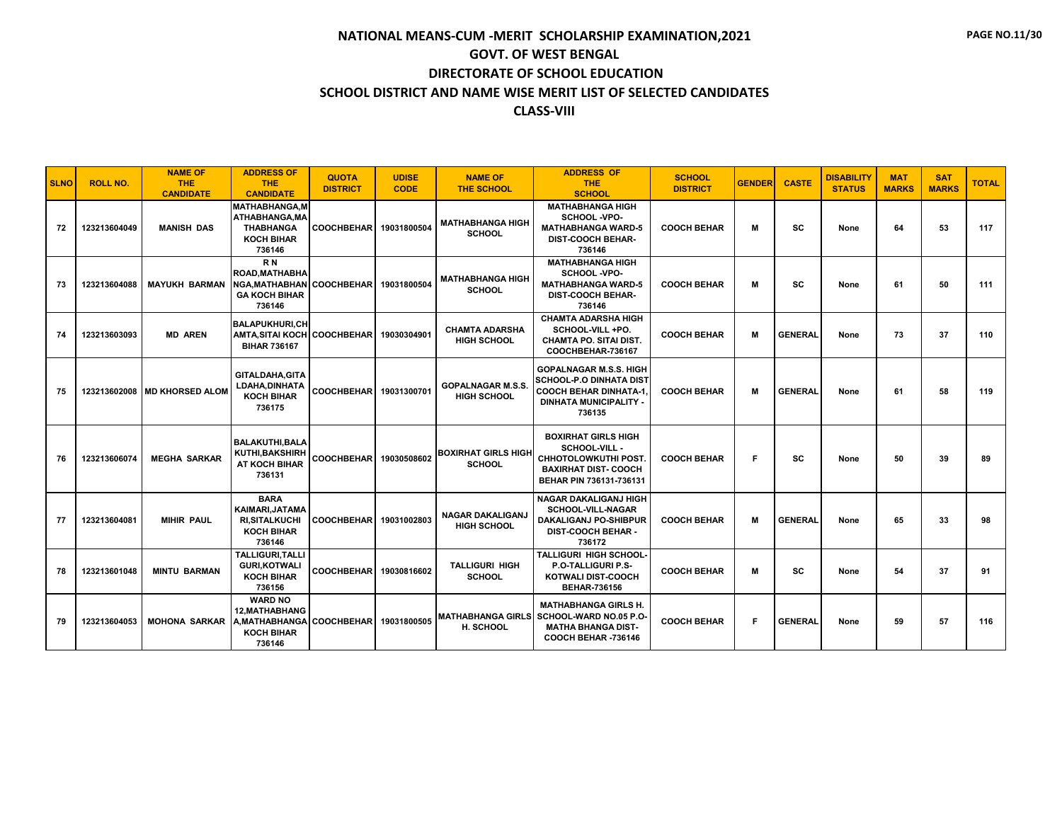# NATIONAL MEANS-CUM -MERIT SCHOLARSHIP EXAMINATION,2021
## GOVT. OF WEST BENGAL
## DIRECTORATE OF SCHOOL EDUCATION
## SCHOOL DISTRICT AND NAME WISE MERIT LIST OF SELECTED CANDIDATES
## CLASS-VIII

| SLNO | ROLL NO. | NAME OF THE CANDIDATE | ADDRESS OF THE CANDIDATE | QUOTA DISTRICT | UDISE CODE | NAME OF THE SCHOOL | ADDRESS OF THE SCHOOL | SCHOOL DISTRICT | GENDER | CASTE | DISABILITY STATUS | MAT MARKS | SAT MARKS | TOTAL |
|---|---|---|---|---|---|---|---|---|---|---|---|---|---|---|
| 72 | 123213604049 | MANISH DAS | MATHABHANGA,MATHABHANGA,MATHABHANGA KOCH BIHAR 736146 | COOCHBEHAR | 19031800504 | MATHABHANGA HIGH SCHOOL | MATHABHANGA HIGH SCHOOL -VPO-MATHABHANGA WARD-5 DIST-COOCH BEHAR-736146 | COOCH BEHAR | M | SC | None | 64 | 53 | 117 |
| 73 | 123213604088 | MAYUKH BARMAN | R N ROAD,MATHABHANGA,MATHABHANGA KOCH BIHAR 736146 | COOCHBEHAR | 19031800504 | MATHABHANGA HIGH SCHOOL | MATHABHANGA HIGH SCHOOL -VPO-MATHABHANGA WARD-5 DIST-COOCH BEHAR-736146 | COOCH BEHAR | M | SC | None | 61 | 50 | 111 |
| 74 | 123213603093 | MD AREN | BALAPUKHURI,CHAMTA,SITAI KOCH BIHAR 736167 | COOCHBEHAR | 19030304901 | CHAMTA ADARSHA HIGH SCHOOL | CHAMTA ADARSHA HIGH SCHOOL-VILL +PO. CHAMTA PO. SITAI DIST. COOCHBEHAR-736167 | COOCH BEHAR | M | GENERAL | None | 73 | 37 | 110 |
| 75 | 123213602008 | MD KHORSED ALOM | GITALDAHA,GITALDAHA,DINHATA KOCH BIHAR 736175 | COOCHBEHAR | 19031300701 | GOPALNAGAR M.S.S. HIGH SCHOOL | GOPALNAGAR M.S.S. HIGH SCHOOL-P.O DINHATA DIST COOCH BEHAR DINHATA-1, DINHATA MUNICIPALITY - 736135 | COOCH BEHAR | M | GENERAL | None | 61 | 58 | 119 |
| 76 | 123213606074 | MEGHA SARKAR | BALAKUTHI,BALAKUTHI,BAKSHIRHAT KOCH BIHAR 736131 | COOCHBEHAR | 19030508602 | BOXIRHAT GIRLS HIGH SCHOOL | BOXIRHAT GIRLS HIGH SCHOOL-VILL - CHHOTOLOWKUTHI POST. BAXIRHAT DIST- COOCH BEHAR PIN 736131-736131 | COOCH BEHAR | F | SC | None | 50 | 39 | 89 |
| 77 | 123213604081 | MIHIR PAUL | BARA KAIMARI,JATAMARI,SITALKUCHI KOCH BIHAR 736146 | COOCHBEHAR | 19031002803 | NAGAR DAKALIGANJ HIGH SCHOOL | NAGAR DAKALIGANJ HIGH SCHOOL-VILL-NAGAR DAKALIGANJ PO-SHIBPUR DIST-COOCH BEHAR - 736172 | COOCH BEHAR | M | GENERAL | None | 65 | 33 | 98 |
| 78 | 123213601048 | MINTU BARMAN | TALLIGURI,TALLIGURI,KOTWALI KOCH BIHAR 736156 | COOCHBEHAR | 19030816602 | TALLIGURI HIGH SCHOOL | TALLIGURI HIGH SCHOOL-P.O-TALLIGURI P.S-KOTWALI DIST-COOCH BEHAR-736156 | COOCH BEHAR | M | SC | None | 54 | 37 | 91 |
| 79 | 123213604053 | MOHONA SARKAR | WARD NO 12,MATHABHANGA,MATHABHANGA KOCH BIHAR 736146 | COOCHBEHAR | 19031800505 | MATHABHANGA GIRLS H. SCHOOL | MATHABHANGA GIRLS H. SCHOOL-WARD NO.05 P.O-MATHA BHANGA DIST-COOCH BEHAR -736146 | COOCH BEHAR | F | GENERAL | None | 59 | 57 | 116 |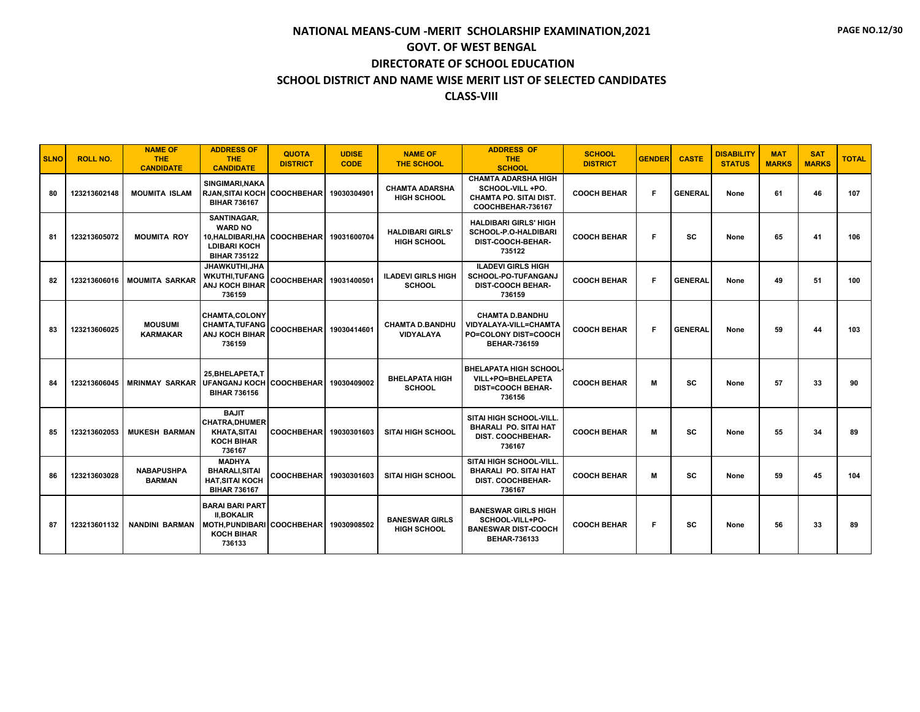# NATIONAL MEANS-CUM -MERIT SCHOLARSHIP EXAMINATION,2021
## GOVT. OF WEST BENGAL
## DIRECTORATE OF SCHOOL EDUCATION
## SCHOOL DISTRICT AND NAME WISE MERIT LIST OF SELECTED CANDIDATES
## CLASS-VIII

| SLNO | ROLL NO. | NAME OF THE CANDIDATE | ADDRESS OF THE CANDIDATE | QUOTA DISTRICT | UDISE CODE | NAME OF THE SCHOOL | ADDRESS OF THE SCHOOL | SCHOOL DISTRICT | GENDER | CASTE | DISABILITY STATUS | MAT MARKS | SAT MARKS | TOTAL |
|---|---|---|---|---|---|---|---|---|---|---|---|---|---|---|
| 80 | 123213602148 | MOUMITA ISLAM | SINGIMARI,NAKA RJAN,SITAI KOCH BIHAR 736167 | COOCHBEHAR | 19030304901 | CHAMTA ADARSHA HIGH SCHOOL | CHAMTA ADARSHA HIGH SCHOOL-VILL +PO. CHAMTA PO. SITAI DIST. COOCHBEHAR-736167 | COOCH BEHAR | F | GENERAL | None | 61 | 46 | 107 |
| 81 | 123213605072 | MOUMITA ROY | SANTINAGAR, WARD NO 10,HALDIBARI,HA LDIBARI KOCH BIHAR 735122 | COOCHBEHAR | 19031600704 | HALDIBARI GIRLS' HIGH SCHOOL | HALDIBARI GIRLS' HIGH SCHOOL-P.O-HALDIBARI DIST-COOCH-BEHAR-735122 | COOCH BEHAR | F | SC | None | 65 | 41 | 106 |
| 82 | 123213606016 | MOUMITA SARKAR | JHAWKUTHI,JHA WKUTHI,TUFANG ANJ KOCH BIHAR 736159 | COOCHBEHAR | 19031400501 | ILADEVI GIRLS HIGH SCHOOL | ILADEVI GIRLS HIGH SCHOOL-PO-TUFANGANJ DIST-COOCH BEHAR-736159 | COOCH BEHAR | F | GENERAL | None | 49 | 51 | 100 |
| 83 | 123213606025 | MOUSUMI KARMAKAR | CHAMTA,COLONY CHAMTA,TUFANG ANJ KOCH BIHAR 736159 | COOCHBEHAR | 19030414601 | CHAMTA D.BANDHU VIDYALAYA | CHAMTA D.BANDHU VIDYALAYA-VILL=CHAMTA PO=COLONY DIST=COOCH BEHAR-736159 | COOCH BEHAR | F | GENERAL | None | 59 | 44 | 103 |
| 84 | 123213606045 | MRINMAY SARKAR | 25,BHELAPETA,T UFANGANJ KOCH BIHAR 736156 | COOCHBEHAR | 19030409002 | BHELAPATA HIGH SCHOOL | BHELAPATA HIGH SCHOOL-VILL+PO=BHELAPETA DIST=COOCH BEHAR-736156 | COOCH BEHAR | M | SC | None | 57 | 33 | 90 |
| 85 | 123213602053 | MUKESH BARMAN | BAJIT CHATRA,DHUMER KHATA,SITAI KOCH BIHAR 736167 | COOCHBEHAR | 19030301603 | SITAI HIGH SCHOOL | SITAI HIGH SCHOOL-VILL. BHARALI PO. SITAI HAT DIST. COOCHBEHAR-736167 | COOCH BEHAR | M | SC | None | 55 | 34 | 89 |
| 86 | 123213603028 | NABAPUSHPA BARMAN | MADHYA BHARALI,SITAI HAT,SITAI KOCH BIHAR 736167 | COOCHBEHAR | 19030301603 | SITAI HIGH SCHOOL | SITAI HIGH SCHOOL-VILL. BHARALI PO. SITAI HAT DIST. COOCHBEHAR-736167 | COOCH BEHAR | M | SC | None | 59 | 45 | 104 |
| 87 | 123213601132 | NANDINI BARMAN | BARAI BARI PART II,BOKALIR MOTH,PUNDIBARI KOCH BIHAR 736133 | COOCHBEHAR | 19030908502 | BANESWAR GIRLS HIGH SCHOOL | BANESWAR GIRLS HIGH SCHOOL-VILL+PO-BANESWAR DIST-COOCH BEHAR-736133 | COOCH BEHAR | F | SC | None | 56 | 33 | 89 |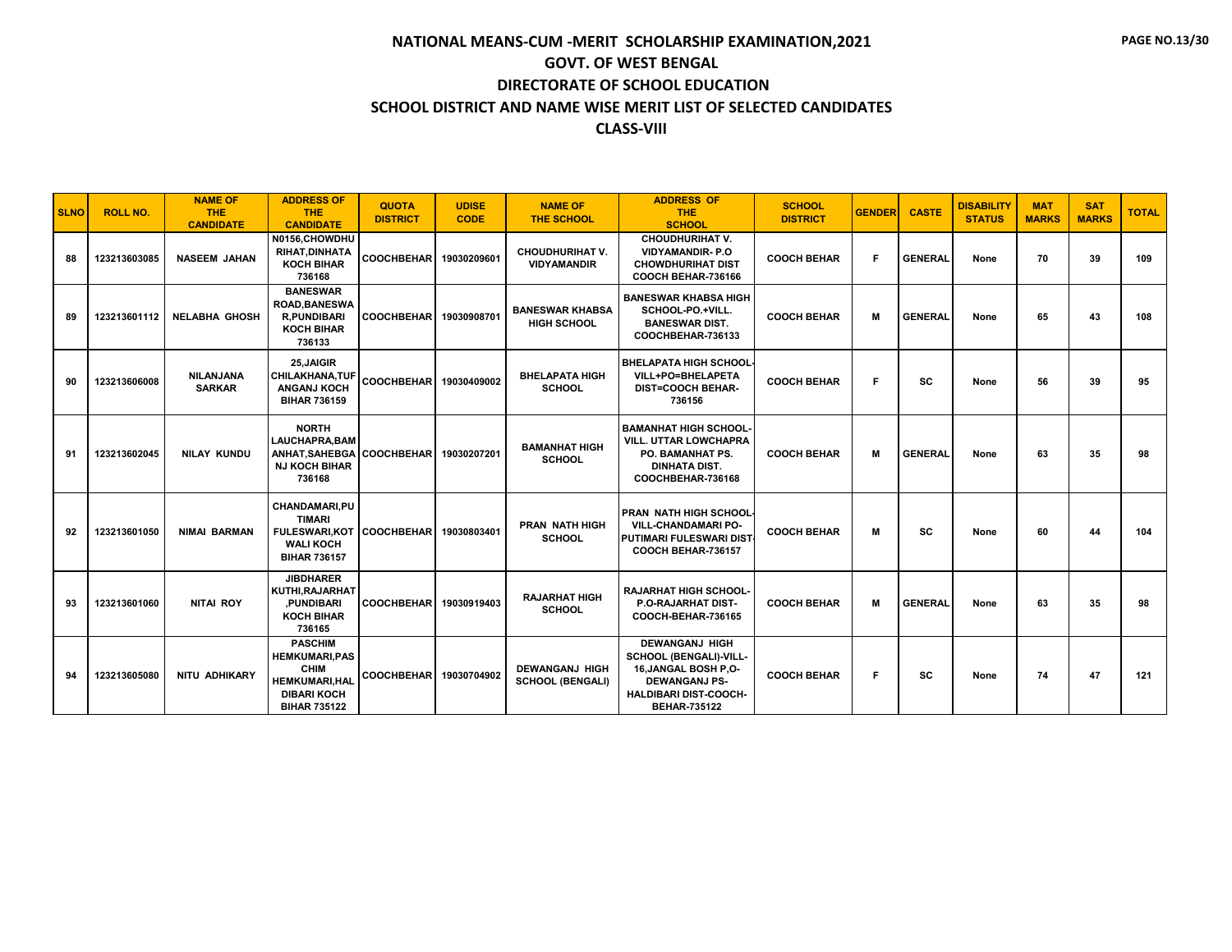# NATIONAL MEANS-CUM -MERIT SCHOLARSHIP EXAMINATION,2021

## GOVT. OF WEST BENGAL

## DIRECTORATE OF SCHOOL EDUCATION

## SCHOOL DISTRICT AND NAME WISE MERIT LIST OF SELECTED CANDIDATES

## CLASS-VIII

| SLNO | ROLL NO. | NAME OF THE CANDIDATE | ADDRESS OF THE CANDIDATE | QUOTA DISTRICT | UDISE CODE | NAME OF THE SCHOOL | ADDRESS OF THE SCHOOL | SCHOOL DISTRICT | GENDER | CASTE | DISABILITY STATUS | MAT MARKS | SAT MARKS | TOTAL |
|---|---|---|---|---|---|---|---|---|---|---|---|---|---|---|
| 88 | 123213603085 | NASEEM JAHAN | N0156,CHOWDHURIHAT,DINHATA KOCH BIHAR 736168 | COOCHBEHAR | 19030209601 | CHOUDHURIHAT V. VIDYAMANDIR | CHOUDHURIHAT V. VIDYAMANDIR- P.O CHOWDHURIHAT DIST COOCH BEHAR-736166 | COOCH BEHAR | F | GENERAL | None | 70 | 39 | 109 |
| 89 | 123213601112 | NELABHA GHOSH | BANESWAR ROAD,BANESWAR,PUNDIBARI KOCH BIHAR 736133 | COOCHBEHAR | 19030908701 | BANESWAR KHABSA HIGH SCHOOL | BANESWAR KHABSA HIGH SCHOOL-PO.+VILL. BANESWAR DIST. COOCHBEHAR-736133 | COOCH BEHAR | M | GENERAL | None | 65 | 43 | 108 |
| 90 | 123213606008 | NILANJANA SARKAR | 25,JAIGIR CHILAKHANA,TUFANGANJ KOCH BIHAR 736159 | COOCHBEHAR | 19030409002 | BHELAPATA HIGH SCHOOL | BHELAPATA HIGH SCHOOL-VILL+PO=BHELAPETA DIST=COOCH BEHAR-736156 | COOCH BEHAR | F | SC | None | 56 | 39 | 95 |
| 91 | 123213602045 | NILAY KUNDU | NORTH LAUCHAPRA,BAMANHAT,SAHEBGANJ KOCH BIHAR 736168 | COOCHBEHAR | 19030207201 | BAMANHAT HIGH SCHOOL | BAMANHAT HIGH SCHOOL-VILL. UTTAR LOWCHAPRA PO. BAMANHAT PS. DINHATA DIST. COOCHBEHAR-736168 | COOCH BEHAR | M | GENERAL | None | 63 | 35 | 98 |
| 92 | 123213601050 | NIMAI BARMAN | CHANDAMARI,PUTIMARI FULESWARI,KOTWALI KOCH BIHAR 736157 | COOCHBEHAR | 19030803401 | PRAN NATH HIGH SCHOOL | PRAN NATH HIGH SCHOOL-VILL-CHANDAMARI PO-PUTIMARI FULESWARI DIST-COOCH BEHAR-736157 | COOCH BEHAR | M | SC | None | 60 | 44 | 104 |
| 93 | 123213601060 | NITAI ROY | JIBDHARER KUTHI,RAJARHAT,PUNDIBARI KOCH BIHAR 736165 | COOCHBEHAR | 19030919403 | RAJARHAT HIGH SCHOOL | RAJARHAT HIGH SCHOOL-P.O-RAJARHAT DIST-COOCH-BEHAR-736165 | COOCH BEHAR | M | GENERAL | None | 63 | 35 | 98 |
| 94 | 123213605080 | NITU ADHIKARY | PASCHIM HEMKUMARI,PASCHIM HEMKUMARI,HALDIBARI KOCH BIHAR 735122 | COOCHBEHAR | 19030704902 | DEWANGANJ HIGH SCHOOL (BENGALI) | DEWANGANJ HIGH SCHOOL (BENGALI)-VILL-16,JANGAL BOSH P,O-DEWANGANJ PS-HALDIBARI DIST-COOCH-BEHAR-735122 | COOCH BEHAR | F | SC | None | 74 | 47 | 121 |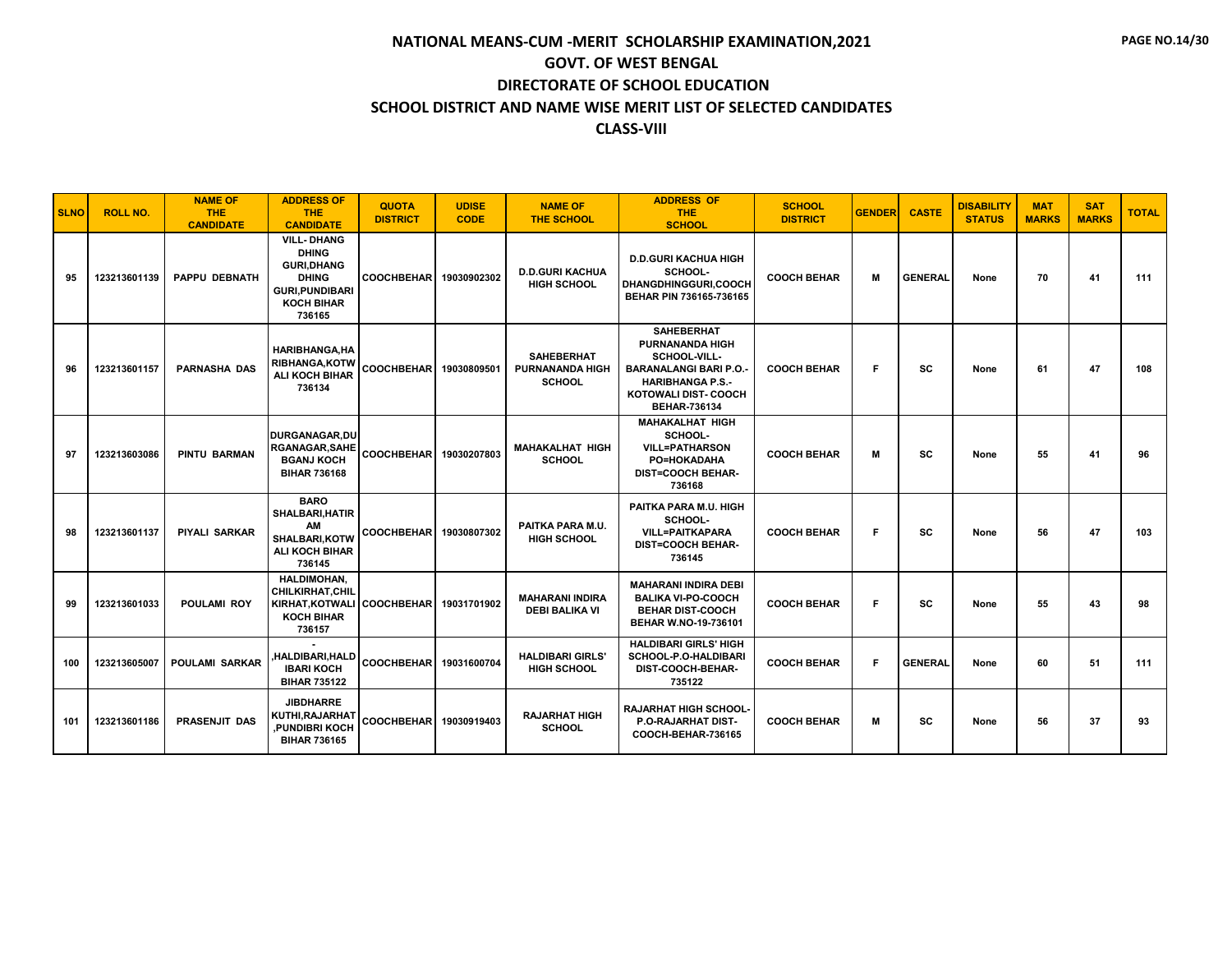# NATIONAL MEANS-CUM -MERIT SCHOLARSHIP EXAMINATION,2021

## GOVT. OF WEST BENGAL

## DIRECTORATE OF SCHOOL EDUCATION

## SCHOOL DISTRICT AND NAME WISE MERIT LIST OF SELECTED CANDIDATES

## CLASS-VIII

| SLNO | ROLL NO. | NAME OF THE CANDIDATE | ADDRESS OF THE CANDIDATE | QUOTA DISTRICT | UDISE CODE | NAME OF THE SCHOOL | ADDRESS OF THE SCHOOL | SCHOOL DISTRICT | GENDER | CASTE | DISABILITY STATUS | MAT MARKS | SAT MARKS | TOTAL |
|---|---|---|---|---|---|---|---|---|---|---|---|---|---|---|
| 95 | 123213601139 | PAPPU DEBNATH | VILL- DHANG DHING GURI,DHANG DHING GURI,PUNDIBARI KOCH BIHAR 736165 | COOCHBEHAR | 19030902302 | D.D.GURI KACHUA HIGH SCHOOL | D.D.GURI KACHUA HIGH SCHOOL- DHANGDHINGGURI,COOCH BEHAR PIN 736165-736165 | COOCH BEHAR | M | GENERAL | None | 70 | 41 | 111 |
| 96 | 123213601157 | PARNASHA DAS | HARIBHANGA,HA RIBHANGA,KOTW ALI KOCH BIHAR 736134 | COOCHBEHAR | 19030809501 | SAHEBERHAT PURNANANDA HIGH SCHOOL | SAHEBERHAT PURNANANDA HIGH SCHOOL-VILL- BARANALANGI BARI P.O.- HARIBHANGA P.S.- KOTOWALI DIST- COOCH BEHAR-736134 | COOCH BEHAR | F | SC | None | 61 | 47 | 108 |
| 97 | 123213603086 | PINTU BARMAN | DURGANAGAR,DU RGANAGAR,SAHE BGANJ KOCH BIHAR 736168 | COOCHBEHAR | 19030207803 | MAHAKALHAT HIGH SCHOOL | MAHAKALHAT HIGH SCHOOL- VILL=PATHARSON PO=HOKADAHA DIST=COOCH BEHAR- 736168 | COOCH BEHAR | M | SC | None | 55 | 41 | 96 |
| 98 | 123213601137 | PIYALI SARKAR | BARO SHALBARI,HATIR AM SHALBARI,KOTW ALI KOCH BIHAR 736145 | COOCHBEHAR | 19030807302 | PAITKA PARA M.U. HIGH SCHOOL | PAITKA PARA M.U. HIGH SCHOOL- VILL=PAITKAPARA DIST=COOCH BEHAR- 736145 | COOCH BEHAR | F | SC | None | 56 | 47 | 103 |
| 99 | 123213601033 | POULAMI ROY | HALDIMOHAN, CHILKIRHAT,CHIL KIRHAT,KOTWALI KOCH BIHAR 736157 | COOCHBEHAR | 19031701902 | MAHARANI INDIRA DEBI BALIKA VI | MAHARANI INDIRA DEBI BALIKA VI-PO-COOCH BEHAR DIST-COOCH BEHAR W.NO-19-736101 | COOCH BEHAR | F | SC | None | 55 | 43 | 98 |
| 100 | 123213605007 | POULAMI SARKAR | - ,HALDIBARI,HALD IBARI KOCH BIHAR 735122 | COOCHBEHAR | 19031600704 | HALDIBARI GIRLS' HIGH SCHOOL | HALDIBARI GIRLS' HIGH SCHOOL-P.O-HALDIBARI DIST-COOCH-BEHAR- 735122 | COOCH BEHAR | F | GENERAL | None | 60 | 51 | 111 |
| 101 | 123213601186 | PRASENJIT DAS | JIBDHARRE KUTHI,RAJARHAT ,PUNDIBRI KOCH BIHAR 736165 | COOCHBEHAR | 19030919403 | RAJARHAT HIGH SCHOOL | RAJARHAT HIGH SCHOOL- P.O-RAJARHAT DIST- COOCH-BEHAR-736165 | COOCH BEHAR | M | SC | None | 56 | 37 | 93 |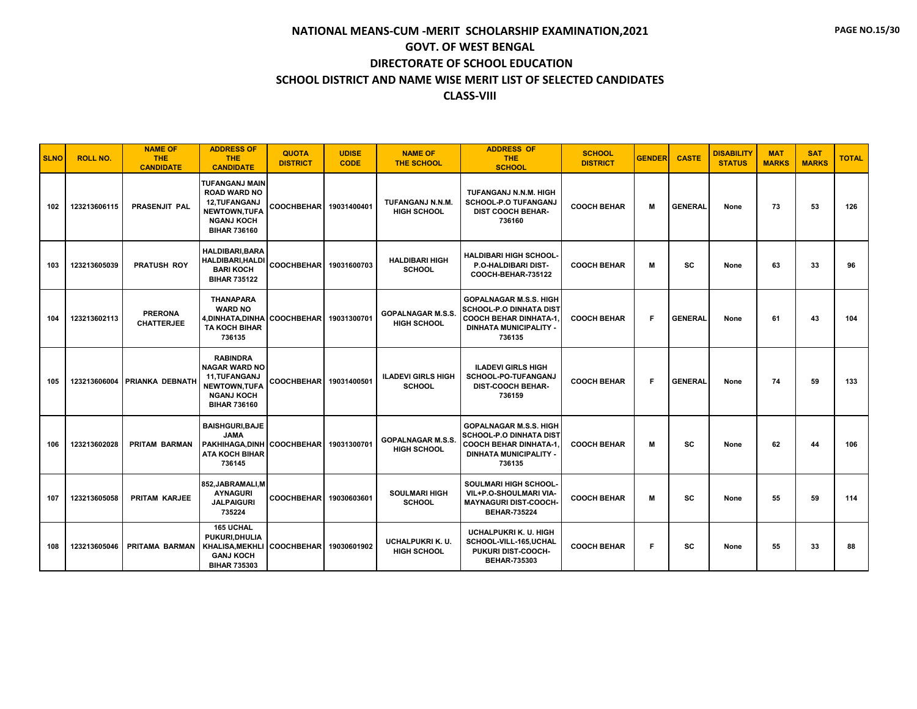# NATIONAL MEANS-CUM -MERIT SCHOLARSHIP EXAMINATION,2021

## GOVT. OF WEST BENGAL

## DIRECTORATE OF SCHOOL EDUCATION

## SCHOOL DISTRICT AND NAME WISE MERIT LIST OF SELECTED CANDIDATES

## CLASS-VIII

| SLNO | ROLL NO. | NAME OF THE CANDIDATE | ADDRESS OF THE CANDIDATE | QUOTA DISTRICT | UDISE CODE | NAME OF THE SCHOOL | ADDRESS OF THE SCHOOL | SCHOOL DISTRICT | GENDER | CASTE | DISABILITY STATUS | MAT MARKS | SAT MARKS | TOTAL |
|---|---|---|---|---|---|---|---|---|---|---|---|---|---|---|
| 102 | 123213606115 | PRASENJIT PAL | TUFANGANJ MAIN ROAD WARD NO 12,TUFANGANJ NEWTOWN,TUFANGANJ KOCH BIHAR 736160 | COOCHBEHAR | 19031400401 | TUFANGANJ N.N.M. HIGH SCHOOL | TUFANGANJ N.N.M. HIGH SCHOOL-P.O TUFANGANJ DIST COOCH BEHAR-736160 | COOCH BEHAR | M | GENERAL | None | 73 | 53 | 126 |
| 103 | 123213605039 | PRATUSH ROY | HALDIBARI,BARA HALDIBARI,HALDIBARI KOCH BIHAR 735122 | COOCHBEHAR | 19031600703 | HALDIBARI HIGH SCHOOL | HALDIBARI HIGH SCHOOL-P.O-HALDIBARI DIST-COOCH-BEHAR-735122 | COOCH BEHAR | M | SC | None | 63 | 33 | 96 |
| 104 | 123213602113 | PRERONA CHATTERJEE | THANAPARA WARD NO 4,DINHATA,DINHATA KOCH BIHAR 736135 | COOCHBEHAR | 19031300701 | GOPALNAGAR M.S.S. HIGH SCHOOL | GOPALNAGAR M.S.S. HIGH SCHOOL-P.O DINHATA DIST COOCH BEHAR DINHATA-1, DINHATA MUNICIPALITY - 736135 | COOCH BEHAR | F | GENERAL | None | 61 | 43 | 104 |
| 105 | 123213606004 | PRIANKA DEBNATH | RABINDRA NAGAR WARD NO 11,TUFANGANJ NEWTOWN,TUFANGANJ KOCH BIHAR 736160 | COOCHBEHAR | 19031400501 | ILADEVI GIRLS HIGH SCHOOL | ILADEVI GIRLS HIGH SCHOOL-PO-TUFANGANJ DIST-COOCH BEHAR-736159 | COOCH BEHAR | F | GENERAL | None | 74 | 59 | 133 |
| 106 | 123213602028 | PRITAM BARMAN | BAISHGURI,BAJE JAMA PAKHIHAGA,DINHATA KOCH BIHAR 736145 | COOCHBEHAR | 19031300701 | GOPALNAGAR M.S.S. HIGH SCHOOL | GOPALNAGAR M.S.S. HIGH SCHOOL-P.O DINHATA DIST COOCH BEHAR DINHATA-1, DINHATA MUNICIPALITY - 736135 | COOCH BEHAR | M | SC | None | 62 | 44 | 106 |
| 107 | 123213605058 | PRITAM KARJEE | 852,JABRAMALI,MAYNAGURI JALPAIGURI 735224 | COOCHBEHAR | 19030603601 | SOULMARI HIGH SCHOOL | SOULMARI HIGH SCHOOL-VIL+P.O-SHOULMARI VIA-MAYNAGURI DIST-COOCH-BEHAR-735224 | COOCH BEHAR | M | SC | None | 55 | 59 | 114 |
| 108 | 123213605046 | PRITAMA BARMAN | 165 UCHAL PUKURI,DHULIA KHALISA,MEKHLIGANJ KOCH BIHAR 735303 | COOCHBEHAR | 19030601902 | UCHALPUKRI K. U. HIGH SCHOOL | UCHALPUKRI K. U. HIGH SCHOOL-VILL-165,UCHAL PUKURI DIST-COOCH-BEHAR-735303 | COOCH BEHAR | F | SC | None | 55 | 33 | 88 |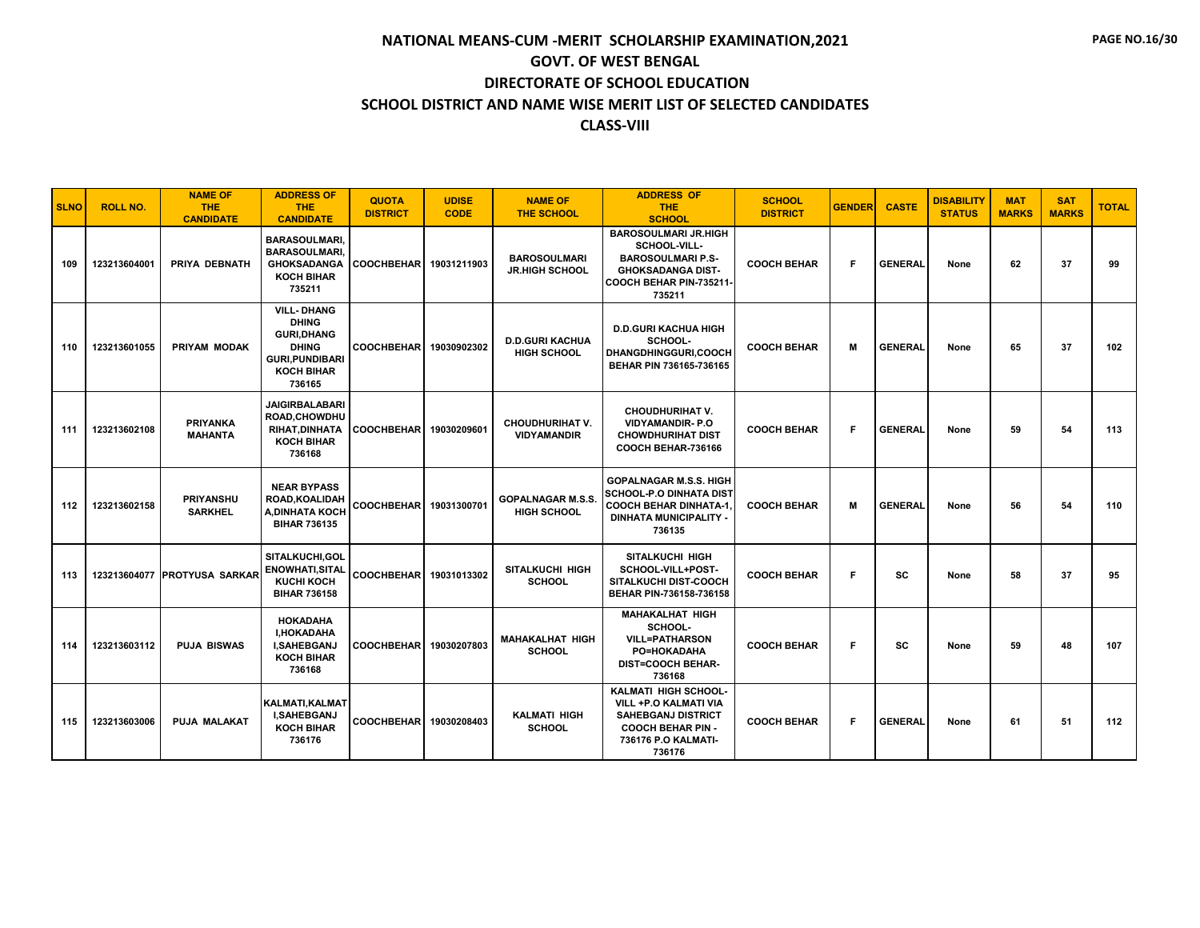# NATIONAL MEANS-CUM -MERIT SCHOLARSHIP EXAMINATION,2021

## GOVT. OF WEST BENGAL

## DIRECTORATE OF SCHOOL EDUCATION

## SCHOOL DISTRICT AND NAME WISE MERIT LIST OF SELECTED CANDIDATES

## CLASS-VIII

| SLNO | ROLL NO. | NAME OF THE CANDIDATE | ADDRESS OF THE CANDIDATE | QUOTA DISTRICT | UDISE CODE | NAME OF THE SCHOOL | ADDRESS OF THE SCHOOL | SCHOOL DISTRICT | GENDER | CASTE | DISABILITY STATUS | MAT MARKS | SAT MARKS | TOTAL |
|---|---|---|---|---|---|---|---|---|---|---|---|---|---|---|
| 109 | 123213604001 | PRIYA DEBNATH | BARASOULMARI, BARASOULMARI, GHOKSADANGA KOCH BIHAR 735211 | COOCHBEHAR | 19031211903 | BAROSOULMARI JR.HIGH SCHOOL | BAROSOULMARI JR.HIGH SCHOOL-VILL-BAROSOULMARI P.S-GHOKSADANGA DIST-COOCH BEHAR PIN-735211-735211 | COOCH BEHAR | F | GENERAL | None | 62 | 37 | 99 |
| 110 | 123213601055 | PRIYAM MODAK | VILL- DHANG DHING GURI,DHANG DHING GURI,PUNDIBARI KOCH BIHAR 736165 | COOCHBEHAR | 19030902302 | D.D.GURI KACHUA HIGH SCHOOL | D.D.GURI KACHUA HIGH SCHOOL-DHANGDHINGGURI,COOCH BEHAR PIN 736165-736165 | COOCH BEHAR | M | GENERAL | None | 65 | 37 | 102 |
| 111 | 123213602108 | PRIYANKA MAHANTA | JAIGIRBALABARI ROAD,CHOWDHURIHAT,DINHATA KOCH BIHAR 736168 | COOCHBEHAR | 19030209601 | CHOUDHURIHAT V. VIDYAMANDIR | CHOUDHURIHAT V. VIDYAMANDIR- P.O CHOWDHURIHAT DIST COOCH BEHAR-736166 | COOCH BEHAR | F | GENERAL | None | 59 | 54 | 113 |
| 112 | 123213602158 | PRIYANSHU SARKHEL | NEAR BYPASS ROAD,KOALIDAHA,DINHATA KOCH BIHAR 736135 | COOCHBEHAR | 19031300701 | GOPALNAGAR M.S.S. HIGH SCHOOL | GOPALNAGAR M.S.S. HIGH SCHOOL-P.O DINHATA DIST COOCH BEHAR DINHATA-1, DINHATA MUNICIPALITY - 736135 | COOCH BEHAR | M | GENERAL | None | 56 | 54 | 110 |
| 113 | 123213604077 | PROTYUSA SARKAR | SITALKUCHI,GOLENOWHATI,SITALKUCHI KOCH BIHAR 736158 | COOCHBEHAR | 19031013302 | SITALKUCHI HIGH SCHOOL | SITALKUCHI HIGH SCHOOL-VILL+POST-SITALKUCHI DIST-COOCH BEHAR PIN-736158-736158 | COOCH BEHAR | F | SC | None | 58 | 37 | 95 |
| 114 | 123213603112 | PUJA BISWAS | HOKADAHA I,HOKADAHA I,SAHEBGANJ KOCH BIHAR 736168 | COOCHBEHAR | 19030207803 | MAHAKALHAT HIGH SCHOOL | MAHAKALHAT HIGH SCHOOL-VILL=PATHARSON PO=HOKADAHA DIST=COOCH BEHAR-736168 | COOCH BEHAR | F | SC | None | 59 | 48 | 107 |
| 115 | 123213603006 | PUJA MALAKAT | KALMATI,KALMATI,SAHEBGANJ KOCH BIHAR 736176 | COOCHBEHAR | 19030208403 | KALMATI HIGH SCHOOL | KALMATI HIGH SCHOOL-VILL +P.O KALMATI VIA SAHEBGANJ DISTRICT COOCH BEHAR PIN - 736176 P.O KALMATI-736176 | COOCH BEHAR | F | GENERAL | None | 61 | 51 | 112 |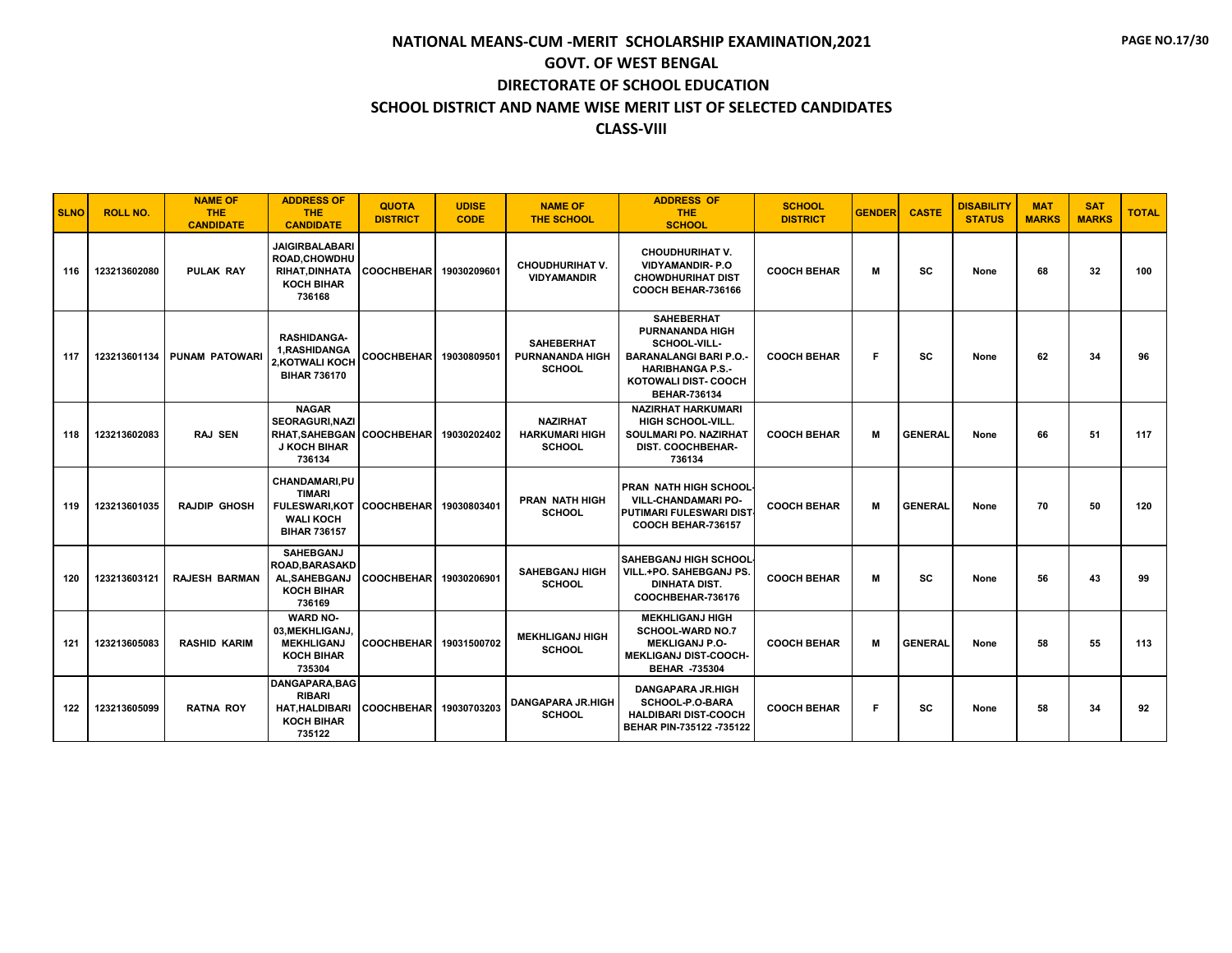# NATIONAL MEANS-CUM -MERIT SCHOLARSHIP EXAMINATION,2021

## GOVT. OF WEST BENGAL

## DIRECTORATE OF SCHOOL EDUCATION

## SCHOOL DISTRICT AND NAME WISE MERIT LIST OF SELECTED CANDIDATES

## CLASS-VIII

| SLNO | ROLL NO. | NAME OF THE CANDIDATE | ADDRESS OF THE CANDIDATE | QUOTA DISTRICT | UDISE CODE | NAME OF THE SCHOOL | ADDRESS OF THE SCHOOL | SCHOOL DISTRICT | GENDER | CASTE | DISABILITY STATUS | MAT MARKS | SAT MARKS | TOTAL |
|---|---|---|---|---|---|---|---|---|---|---|---|---|---|---|
| 116 | 123213602080 | PULAK RAY | JAIGIRBALABARI ROAD,CHOWDHURIHAT,DINHATA KOCH BIHAR 736168 | COOCHBEHAR | 19030209601 | CHOUDHURIHAT V. VIDYAMANDIR | CHOUDHURIHAT V. VIDYAMANDIR- P.O CHOWDHURIHAT DIST COOCH BEHAR-736166 | COOCH BEHAR | M | SC | None | 68 | 32 | 100 |
| 117 | 123213601134 | PUNAM PATOWARI | RASHIDANGA-1,RASHIDANGA 2,KOTWALI KOCH BIHAR 736170 | COOCHBEHAR | 19030809501 | SAHEBERHAT PURNANANDA HIGH SCHOOL | SAHEBERHAT PURNANANDA HIGH SCHOOL-VILL-BARANALANGI BARI P.O.-HARIBHANGA P.S.-KOTOWALI DIST- COOCH BEHAR-736134 | COOCH BEHAR | F | SC | None | 62 | 34 | 96 |
| 118 | 123213602083 | RAJ SEN | NAGAR SEORAGURI,NAZIRHAT,SAHEBGANJ KOCH BIHAR 736134 | COOCHBEHAR | 19030202402 | NAZIRHAT HARKUMARI HIGH SCHOOL | NAZIRHAT HARKUMARI HIGH SCHOOL-VILL. SOULMARI PO. NAZIRHAT DIST. COOCHBEHAR-736134 | COOCH BEHAR | M | GENERAL | None | 66 | 51 | 117 |
| 119 | 123213601035 | RAJDIP GHOSH | CHANDAMARI,PUTIMARI FULESWARI,KOTWALI KOCH BIHAR 736157 | COOCHBEHAR | 19030803401 | PRAN NATH HIGH SCHOOL | PRAN NATH HIGH SCHOOL-VILL-CHANDAMARI PO-PUTIMARI FULESWARI DIST-COOCH BEHAR-736157 | COOCH BEHAR | M | GENERAL | None | 70 | 50 | 120 |
| 120 | 123213603121 | RAJESH BARMAN | SAHEBGANJ ROAD,BARASAKDAL,SAHEBGANJ KOCH BIHAR 736169 | COOCHBEHAR | 19030206901 | SAHEBGANJ HIGH SCHOOL | SAHEBGANJ HIGH SCHOOL-VILL.+PO. SAHEBGANJ PS. DINHATA DIST. COOCHBEHAR-736176 | COOCH BEHAR | M | SC | None | 56 | 43 | 99 |
| 121 | 123213605083 | RASHID KARIM | WARD NO-03,MEKHLIGANJ,MEKHLIGANJ KOCH BIHAR 735304 | COOCHBEHAR | 19031500702 | MEKHLIGANJ HIGH SCHOOL | MEKHLIGANJ HIGH SCHOOL-WARD NO.7 MEKLIGANJ P.O-MEKLIGANJ DIST-COOCH-BEHAR -735304 | COOCH BEHAR | M | GENERAL | None | 58 | 55 | 113 |
| 122 | 123213605099 | RATNA ROY | DANGAPARA,BAGRIBARI HAT,HALDIBARI KOCH BIHAR 735122 | COOCHBEHAR | 19030703203 | DANGAPARA JR.HIGH SCHOOL | DANGAPARA JR.HIGH SCHOOL-P.O-BARA HALDIBARI DIST-COOCH BEHAR PIN-735122 -735122 | COOCH BEHAR | F | SC | None | 58 | 34 | 92 |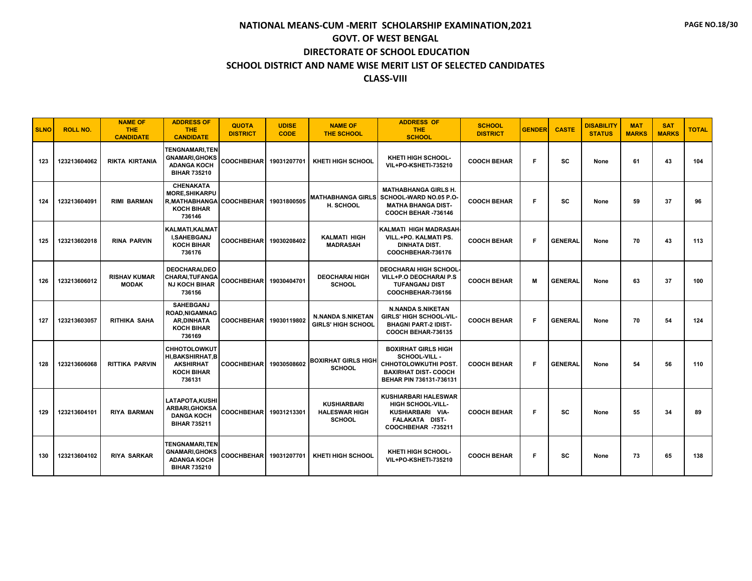# NATIONAL MEANS-CUM -MERIT SCHOLARSHIP EXAMINATION,2021
## GOVT. OF WEST BENGAL
## DIRECTORATE OF SCHOOL EDUCATION
## SCHOOL DISTRICT AND NAME WISE MERIT LIST OF SELECTED CANDIDATES
## CLASS-VIII

| SLNO | ROLL NO. | NAME OF THE CANDIDATE | ADDRESS OF THE CANDIDATE | QUOTA DISTRICT | UDISE CODE | NAME OF THE SCHOOL | ADDRESS OF THE SCHOOL | SCHOOL DISTRICT | GENDER | CASTE | DISABILITY STATUS | MAT MARKS | SAT MARKS | TOTAL |
|---|---|---|---|---|---|---|---|---|---|---|---|---|---|---|
| 123 | 123213604062 | RIKTA KIRTANIA | TENGNAMARI,TENGNAMARI,GHOKSADANGA KOCH BIHAR 735210 | COOCHBEHAR | 19031207701 | KHETI HIGH SCHOOL | KHETI HIGH SCHOOL-VIL+PO-KSHETI-735210 | COOCH BEHAR | F | SC | None | 61 | 43 | 104 |
| 124 | 123213604091 | RIMI BARMAN | CHENAKATA MORE,SHIKARPUR,MATHABHANGA KOCH BIHAR 736146 | COOCHBEHAR | 19031800505 | MATHABHANGA GIRLS H. SCHOOL | MATHABHANGA GIRLS H. SCHOOL-WARD NO.05 P.O-MATHA BHANGA DIST-COOCH BEHAR -736146 | COOCH BEHAR | F | SC | None | 59 | 37 | 96 |
| 125 | 123213602018 | RINA PARVIN | KALMATI,KALMATI,SAHEBGANJ KOCH BIHAR 736176 | COOCHBEHAR | 19030208402 | KALMATI HIGH MADRASAH | KALMATI HIGH MADRASAH-VILL.+PO. KALMATI PS. DINHATA DIST. COOCHBEHAR-736176 | COOCH BEHAR | F | GENERAL | None | 70 | 43 | 113 |
| 126 | 123213606012 | RISHAV KUMAR MODAK | DEOCHARAI,DEOCHARAI,TUFANGANJ KOCH BIHAR 736156 | COOCHBEHAR | 19030404701 | DEOCHARAI HIGH SCHOOL | DEOCHARAI HIGH SCHOOL-VILL+P.O DEOCHARAI P.S TUFANGANJ DIST COOCHBEHAR-736156 | COOCH BEHAR | M | GENERAL | None | 63 | 37 | 100 |
| 127 | 123213603057 | RITHIKA SAHA | SAHEBGANJ ROAD,NIGAMNAGAR,DINHATA KOCH BIHAR 736169 | COOCHBEHAR | 19030119802 | N.NANDA S.NIKETAN GIRLS' HIGH SCHOOL | N.NANDA S.NIKETAN GIRLS' HIGH SCHOOL-VIL-BHAGNI PART-2 IDIST-COOCH BEHAR-736135 | COOCH BEHAR | F | GENERAL | None | 70 | 54 | 124 |
| 128 | 123213606068 | RITTIKA PARVIN | CHHOTOLOWKUTHI,BAKSHIRHAT,BAKSHIRHAT KOCH BIHAR 736131 | COOCHBEHAR | 19030508602 | BOXIRHAT GIRLS HIGH SCHOOL | BOXIRHAT GIRLS HIGH SCHOOL-VILL - CHHOTOLOWKUTHI POST. BAXIRHAT DIST- COOCH BEHAR PIN 736131-736131 | COOCH BEHAR | F | GENERAL | None | 54 | 56 | 110 |
| 129 | 123213604101 | RIYA BARMAN | LATAPOTA,KUSHIARBARI,GHOKSADANGA KOCH BIHAR 735211 | COOCHBEHAR | 19031213301 | KUSHIARBARI HALESWAR HIGH SCHOOL | KUSHIARBARI HALESWAR HIGH SCHOOL-VILL-KUSHIARBARI VIA-FALAKATA DIST-COOCHBEHAR -735211 | COOCH BEHAR | F | SC | None | 55 | 34 | 89 |
| 130 | 123213604102 | RIYA SARKAR | TENGNAMARI,TENGNAMARI,GHOKSADANGA KOCH BIHAR 735210 | COOCHBEHAR | 19031207701 | KHETI HIGH SCHOOL | KHETI HIGH SCHOOL-VIL+PO-KSHETI-735210 | COOCH BEHAR | F | SC | None | 73 | 65 | 138 |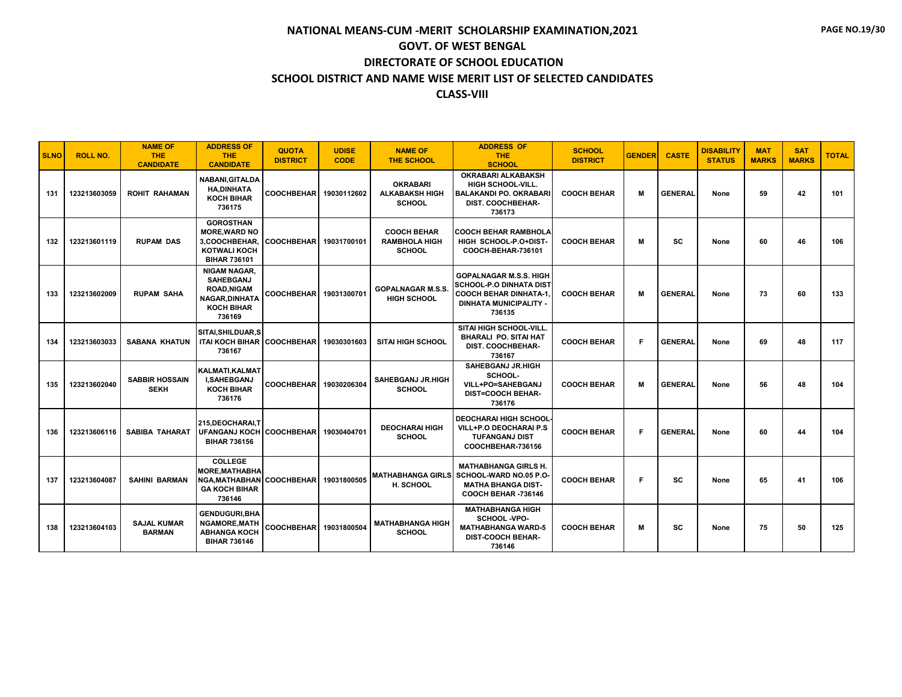# NATIONAL MEANS-CUM -MERIT SCHOLARSHIP EXAMINATION,2021

## GOVT. OF WEST BENGAL

## DIRECTORATE OF SCHOOL EDUCATION

## SCHOOL DISTRICT AND NAME WISE MERIT LIST OF SELECTED CANDIDATES

## CLASS-VIII

| SLNO | ROLL NO. | NAME OF THE CANDIDATE | ADDRESS OF THE CANDIDATE | QUOTA DISTRICT | UDISE CODE | NAME OF THE SCHOOL | ADDRESS OF THE SCHOOL | SCHOOL DISTRICT | GENDER | CASTE | DISABILITY STATUS | MAT MARKS | SAT MARKS | TOTAL |
|---|---|---|---|---|---|---|---|---|---|---|---|---|---|---|
| 131 | 123213603059 | ROHIT RAHAMAN | NABANI,GITALDA HA,DINHATA KOCH BIHAR 736175 | COOCHBEHAR | 19030112602 | OKRABARI ALKABAKSH HIGH SCHOOL | OKRABARI ALKABAKSH HIGH SCHOOL-VILL. BALAKANDI PO. OKRABARI DIST. COOCHBEHAR-736173 | COOCH BEHAR | M | GENERAL | None | 59 | 42 | 101 |
| 132 | 123213601119 | RUPAM DAS | GOROSTHAN MORE,WARD NO 3,COOCHBEHAR, KOTWALI KOCH BIHAR 736101 | COOCHBEHAR | 19031700101 | COOCH BEHAR RAMBHOLA HIGH SCHOOL | COOCH BEHAR RAMBHOLA HIGH SCHOOL-P.O+DIST-COOCH-BEHAR-736101 | COOCH BEHAR | M | SC | None | 60 | 46 | 106 |
| 133 | 123213602009 | RUPAM SAHA | NIGAM NAGAR, SAHEBGANJ ROAD,NIGAM NAGAR,DINHATA KOCH BIHAR 736169 | COOCHBEHAR | 19031300701 | GOPALNAGAR M.S.S. HIGH SCHOOL | GOPALNAGAR M.S.S. HIGH SCHOOL-P.O DINHATA DIST COOCH BEHAR DINHATA-1, DINHATA MUNICIPALITY - 736135 | COOCH BEHAR | M | GENERAL | None | 73 | 60 | 133 |
| 134 | 123213603033 | SABANA KHATUN | SITAI,SHILDUAR,SITAI KOCH BIHAR 736167 | COOCHBEHAR | 19030301603 | SITAI HIGH SCHOOL | SITAI HIGH SCHOOL-VILL. BHARALI PO. SITAI HAT DIST. COOCHBEHAR-736167 | COOCH BEHAR | F | GENERAL | None | 69 | 48 | 117 |
| 135 | 123213602040 | SABBIR HOSSAIN SEKH | KALMATI,KALMATI,SAHEBGANJ KOCH BIHAR 736176 | COOCHBEHAR | 19030206304 | SAHEBGANJ JR.HIGH SCHOOL | SAHEBGANJ JR.HIGH SCHOOL-VILL+PO=SAHEBGANJ DIST=COOCH BEHAR-736176 | COOCH BEHAR | M | GENERAL | None | 56 | 48 | 104 |
| 136 | 123213606116 | SABIBA TAHARAT | 215,DEOCHARAI,TUFANGANJ KOCH BIHAR 736156 | COOCHBEHAR | 19030404701 | DEOCHARAI HIGH SCHOOL | DEOCHARAI HIGH SCHOOL-VILL+P.O DEOCHARAI P.S TUFANGANJ DIST COOCHBEHAR-736156 | COOCH BEHAR | F | GENERAL | None | 60 | 44 | 104 |
| 137 | 123213604087 | SAHINI BARMAN | COLLEGE MORE,MATHABHANGA,MATHABHANGA KOCH BIHAR 736146 | COOCHBEHAR | 19031800505 | MATHABHANGA GIRLS H. SCHOOL | MATHABHANGA GIRLS H. SCHOOL-WARD NO.05 P.O-MATHA BHANGA DIST-COOCH BEHAR -736146 | COOCH BEHAR | F | SC | None | 65 | 41 | 106 |
| 138 | 123213604103 | SAJAL KUMAR BARMAN | GENDUGURI,BHANGAMORE,MATHABHANGA KOCH BIHAR 736146 | COOCHBEHAR | 19031800504 | MATHABHANGA HIGH SCHOOL | MATHABHANGA HIGH SCHOOL -VPO-MATHABHANGA WARD-5 DIST-COOCH BEHAR-736146 | COOCH BEHAR | M | SC | None | 75 | 50 | 125 |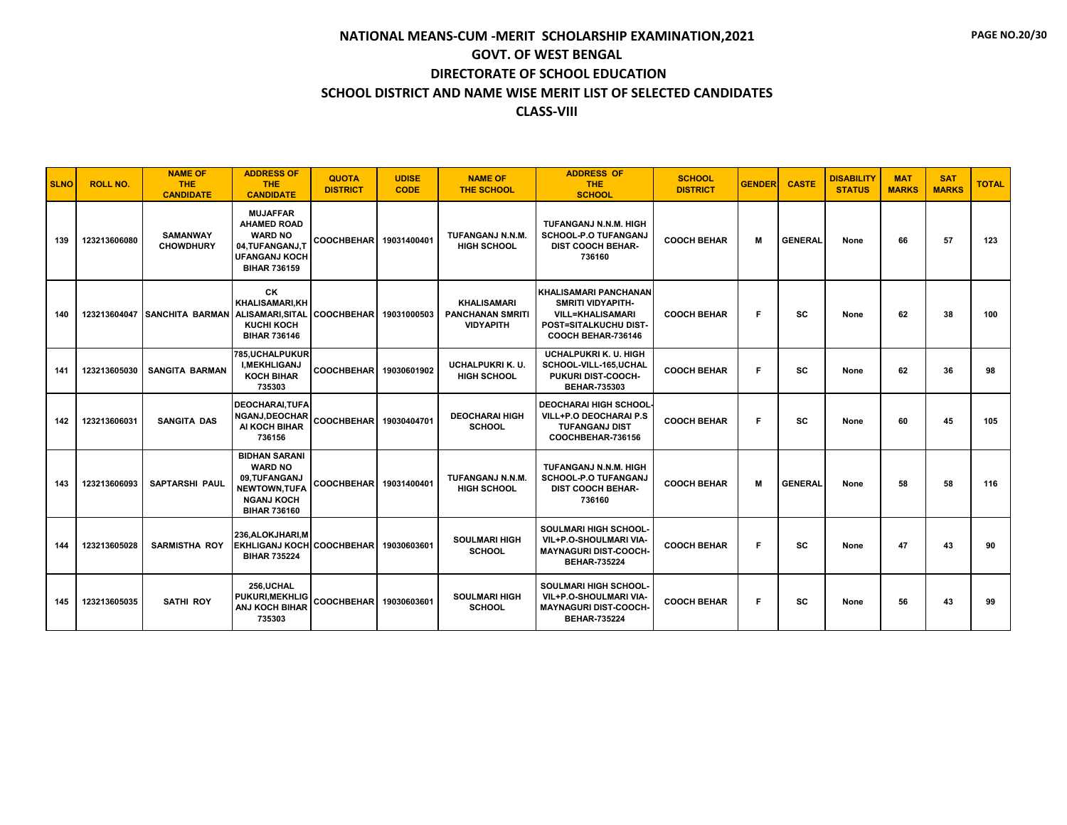# NATIONAL MEANS-CUM -MERIT SCHOLARSHIP EXAMINATION,2021

## GOVT. OF WEST BENGAL

## DIRECTORATE OF SCHOOL EDUCATION

## SCHOOL DISTRICT AND NAME WISE MERIT LIST OF SELECTED CANDIDATES

## CLASS-VIII

| SLNO | ROLL NO. | NAME OF THE CANDIDATE | ADDRESS OF THE CANDIDATE | QUOTA DISTRICT | UDISE CODE | NAME OF THE SCHOOL | ADDRESS OF THE SCHOOL | SCHOOL DISTRICT | GENDER | CASTE | DISABILITY STATUS | MAT MARKS | SAT MARKS | TOTAL |
|---|---|---|---|---|---|---|---|---|---|---|---|---|---|---|
| 139 | 123213606080 | SAMANWAY CHOWDHURY | MUJAFFAR AHAMED ROAD WARD NO 04,TUFANGANJ,TUFANGANJ KOCH BIHAR 736159 | COOCHBEHAR | 19031400401 | TUFANGANJ N.N.M. HIGH SCHOOL | TUFANGANJ N.N.M. HIGH SCHOOL-P.O TUFANGANJ DIST COOCH BEHAR-736160 | COOCH BEHAR | M | GENERAL | None | 66 | 57 | 123 |
| 140 | 123213604047 | SANCHITA BARMAN | CK KHALISAMARI,KHALISAMARI,SITALKUCHI KOCH BIHAR 736146 | COOCHBEHAR | 19031000503 | KHALISAMARI PANCHANAN SMRITI VIDYAPITH | KHALISAMARI PANCHANAN SMRITI VIDYAPITH-VILL=KHALISAMARI POST=SITALKUCHU DIST-COOCH BEHAR-736146 | COOCH BEHAR | F | SC | None | 62 | 38 | 100 |
| 141 | 123213605030 | SANGITA BARMAN | 785,UCHALPUKURI,MEKHLIGANJ KOCH BIHAR 735303 | COOCHBEHAR | 19030601902 | UCHALPUKRI K. U. HIGH SCHOOL | UCHALPUKRI K. U. HIGH SCHOOL-VILL-165,UCHAL PUKURI DIST-COOCH-BEHAR-735303 | COOCH BEHAR | F | SC | None | 62 | 36 | 98 |
| 142 | 123213606031 | SANGITA DAS | DEOCHARAI,TUFANGANJ,DEOCHARAI KOCH BIHAR 736156 | COOCHBEHAR | 19030404701 | DEOCHARAI HIGH SCHOOL | DEOCHARAI HIGH SCHOOL-VILL+P.O DEOCHARAI P.S TUFANGANJ DIST COOCHBEHAR-736156 | COOCH BEHAR | F | SC | None | 60 | 45 | 105 |
| 143 | 123213606093 | SAPTARSHI PAUL | BIDHAN SARANI WARD NO 09,TUFANGANJ NEWTOWN,TUFANGANJ KOCH BIHAR 736160 | COOCHBEHAR | 19031400401 | TUFANGANJ N.N.M. HIGH SCHOOL | TUFANGANJ N.N.M. HIGH SCHOOL-P.O TUFANGANJ DIST COOCH BEHAR-736160 | COOCH BEHAR | M | GENERAL | None | 58 | 58 | 116 |
| 144 | 123213605028 | SARMISTHA ROY | 236,ALOKJHARI,MEKHLIGANJ KOCH BIHAR 735224 | COOCHBEHAR | 19030603601 | SOULMARI HIGH SCHOOL | SOULMARI HIGH SCHOOL-VIL+P.O-SHOULMARI VIA-MAYNAGURI DIST-COOCH-BEHAR-735224 | COOCH BEHAR | F | SC | None | 47 | 43 | 90 |
| 145 | 123213605035 | SATHI ROY | 256,UCHAL PUKURI,MEKHLIGANJ KOCH BIHAR 735303 | COOCHBEHAR | 19030603601 | SOULMARI HIGH SCHOOL | SOULMARI HIGH SCHOOL-VIL+P.O-SHOULMARI VIA-MAYNAGURI DIST-COOCH-BEHAR-735224 | COOCH BEHAR | F | SC | None | 56 | 43 | 99 |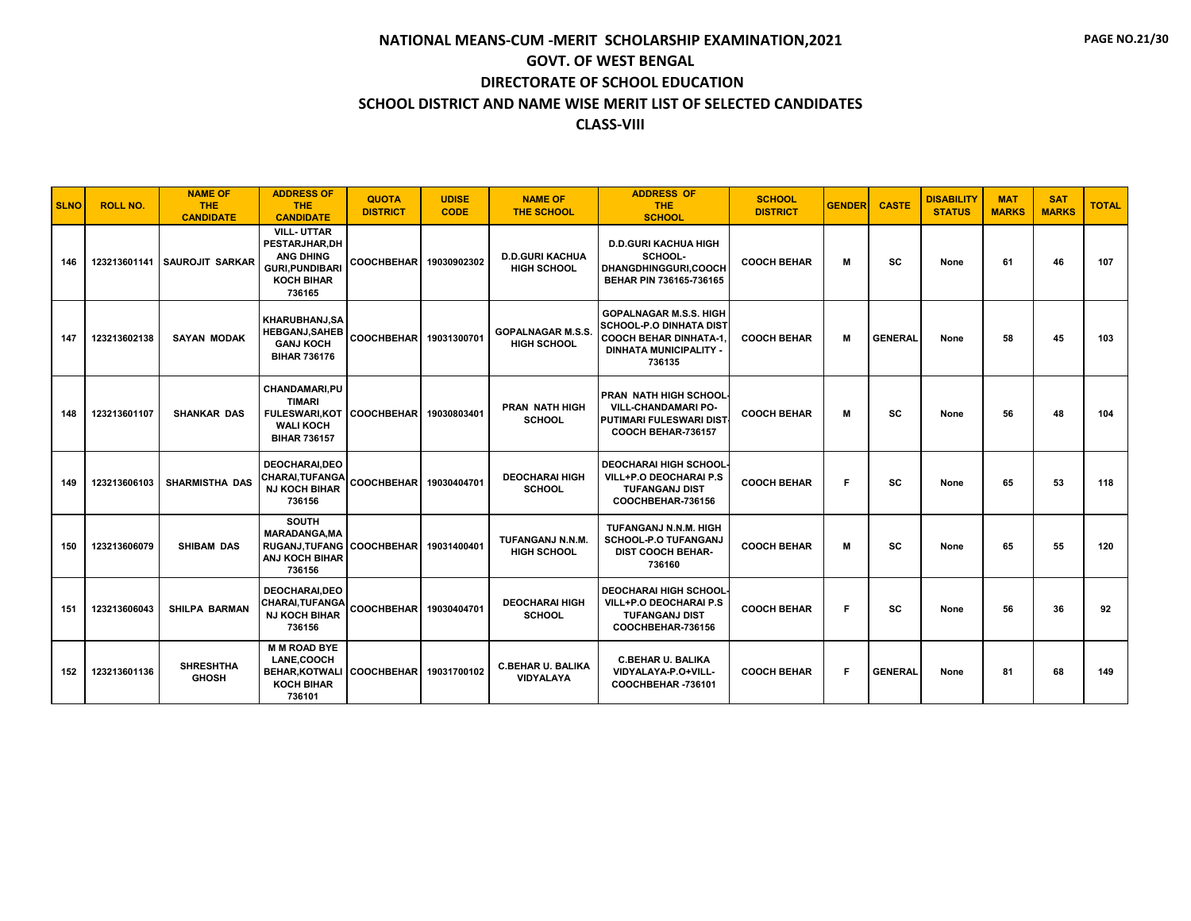# NATIONAL MEANS-CUM -MERIT SCHOLARSHIP EXAMINATION,2021

## GOVT. OF WEST BENGAL

## DIRECTORATE OF SCHOOL EDUCATION

## SCHOOL DISTRICT AND NAME WISE MERIT LIST OF SELECTED CANDIDATES

## CLASS-VIII

| SLNO | ROLL NO. | NAME OF THE CANDIDATE | ADDRESS OF THE CANDIDATE | QUOTA DISTRICT | UDISE CODE | NAME OF THE SCHOOL | ADDRESS OF THE SCHOOL | SCHOOL DISTRICT | GENDER | CASTE | DISABILITY STATUS | MAT MARKS | SAT MARKS | TOTAL |
|---|---|---|---|---|---|---|---|---|---|---|---|---|---|---|
| 146 | 123213601141 | SAUROJIT SARKAR | VILL- UTTAR PESTARJHAR,DHANG DHING GURI,PUNDIBARI KOCH BIHAR 736165 | COOCHBEHAR | 19030902302 | D.D.GURI KACHUA HIGH SCHOOL | D.D.GURI KACHUA HIGH SCHOOL-DHANGDHINGGURI,COOCH BEHAR PIN 736165-736165 | COOCH BEHAR | M | SC | None | 61 | 46 | 107 |
| 147 | 123213602138 | SAYAN MODAK | KHARUBHANJ,SAHEBGANJ,SAHEBGANJ KOCH BIHAR 736176 | COOCHBEHAR | 19031300701 | GOPALNAGAR M.S.S. HIGH SCHOOL | GOPALNAGAR M.S.S. HIGH SCHOOL-P.O DINHATA DIST COOCH BEHAR DINHATA-1, DINHATA MUNICIPALITY - 736135 | COOCH BEHAR | M | GENERAL | None | 58 | 45 | 103 |
| 148 | 123213601107 | SHANKAR DAS | CHANDAMARI,PUTIMARI FULESWARI,KOTWALI KOCH BIHAR 736157 | COOCHBEHAR | 19030803401 | PRAN NATH HIGH SCHOOL | PRAN NATH HIGH SCHOOL-VILL-CHANDAMARI PO-PUTIMARI FULESWARI DIST-COOCH BEHAR-736157 | COOCH BEHAR | M | SC | None | 56 | 48 | 104 |
| 149 | 123213606103 | SHARMISTHA DAS | DEOCHARAI,DEOCHARAI,TUFANGANJ KOCH BIHAR 736156 | COOCHBEHAR | 19030404701 | DEOCHARAI HIGH SCHOOL | DEOCHARAI HIGH SCHOOL-VILL+P.O DEOCHARAI P.S TUFANGANJ DIST COOCHBEHAR-736156 | COOCH BEHAR | F | SC | None | 65 | 53 | 118 |
| 150 | 123213606079 | SHIBAM DAS | SOUTH MARADANGA,MARUGANJ,TUFANGANJ KOCH BIHAR 736156 | COOCHBEHAR | 19031400401 | TUFANGANJ N.N.M. HIGH SCHOOL | TUFANGANJ N.N.M. HIGH SCHOOL-P.O TUFANGANJ DIST COOCH BEHAR-736160 | COOCH BEHAR | M | SC | None | 65 | 55 | 120 |
| 151 | 123213606043 | SHILPA BARMAN | DEOCHARAI,DEOCHARAI,TUFANGANJ KOCH BIHAR 736156 | COOCHBEHAR | 19030404701 | DEOCHARAI HIGH SCHOOL | DEOCHARAI HIGH SCHOOL-VILL+P.O DEOCHARAI P.S TUFANGANJ DIST COOCHBEHAR-736156 | COOCH BEHAR | F | SC | None | 56 | 36 | 92 |
| 152 | 123213601136 | SHRESHTHA GHOSH | M M ROAD BYE LANE,COOCH BEHAR,KOTWALI KOCH BIHAR 736101 | COOCHBEHAR | 19031700102 | C.BEHAR U. BALIKA VIDYALAYA | C.BEHAR U. BALIKA VIDYALAYA-P.O+VILL-COOCHBEHAR -736101 | COOCH BEHAR | F | GENERAL | None | 81 | 68 | 149 |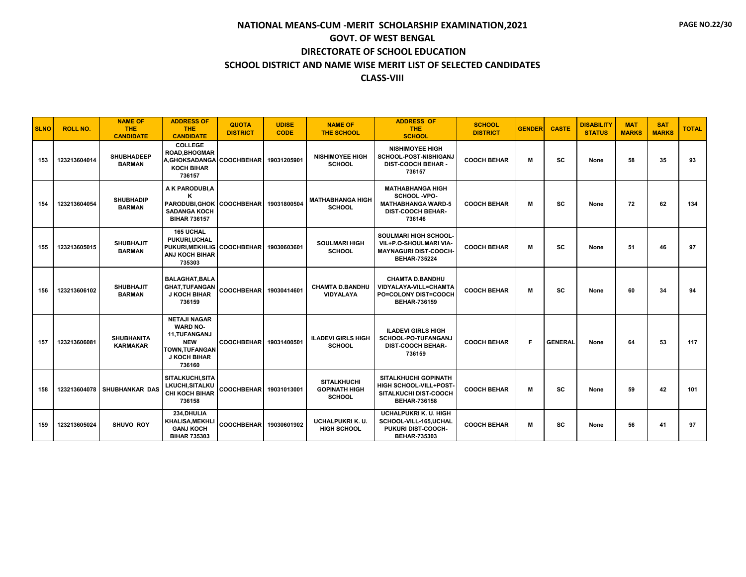# NATIONAL MEANS-CUM -MERIT SCHOLARSHIP EXAMINATION,2021

## GOVT. OF WEST BENGAL

## DIRECTORATE OF SCHOOL EDUCATION

## SCHOOL DISTRICT AND NAME WISE MERIT LIST OF SELECTED CANDIDATES

## CLASS-VIII

| SLNO | ROLL NO. | NAME OF THE CANDIDATE | ADDRESS OF THE CANDIDATE | QUOTA DISTRICT | UDISE CODE | NAME OF THE SCHOOL | ADDRESS OF THE SCHOOL | SCHOOL DISTRICT | GENDER | CASTE | DISABILITY STATUS | MAT MARKS | SAT MARKS | TOTAL |
|---|---|---|---|---|---|---|---|---|---|---|---|---|---|---|
| 153 | 123213604014 | SHUBHADEEP BARMAN | COLLEGE ROAD,BHOGMAR A,GHOKSADANGA KOCH BIHAR 736157 | COOCHBEHAR | 19031205901 | NISHIMOYEE HIGH SCHOOL | NISHIMOYEE HIGH SCHOOL-POST-NISHIGANJ DIST-COOCH BEHAR - 736157 | COOCH BEHAR | M | SC | None | 58 | 35 | 93 |
| 154 | 123213604054 | SHUBHADIP BARMAN | A K PARODUBI,A K PARODUBI,GHOK SADANGA KOCH BIHAR 736157 | COOCHBEHAR | 19031800504 | MATHABHANGA HIGH SCHOOL | MATHABHANGA HIGH SCHOOL -VPO-MATHABHANGA WARD-5 DIST-COOCH BEHAR-736146 | COOCH BEHAR | M | SC | None | 72 | 62 | 134 |
| 155 | 123213605015 | SHUBHAJIT BARMAN | 165 UCHAL PUKURI,UCHAL PUKURI,MEKHLIG ANJ KOCH BIHAR 735303 | COOCHBEHAR | 19030603601 | SOULMARI HIGH SCHOOL | SOULMARI HIGH SCHOOL-VIL+P.O-SHOULMARI VIA-MAYNAGURI DIST-COOCH-BEHAR-735224 | COOCH BEHAR | M | SC | None | 51 | 46 | 97 |
| 156 | 123213606102 | SHUBHAJIT BARMAN | BALAGHAT,BALA GHAT,TUFANGAN J KOCH BIHAR 736159 | COOCHBEHAR | 19030414601 | CHAMTA D.BANDHU VIDYALAYA | CHAMTA D.BANDHU VIDYALAYA-VILL=CHAMTA PO=COLONY DIST=COOCH BEHAR-736159 | COOCH BEHAR | M | SC | None | 60 | 34 | 94 |
| 157 | 123213606081 | SHUBHANITA KARMAKAR | NETAJI NAGAR WARD NO-11,TUFANGANJ NEW TOWN,TUFANGAN J KOCH BIHAR 736160 | COOCHBEHAR | 19031400501 | ILADEVI GIRLS HIGH SCHOOL | ILADEVI GIRLS HIGH SCHOOL-PO-TUFANGANJ DIST-COOCH BEHAR-736159 | COOCH BEHAR | F | GENERAL | None | 64 | 53 | 117 |
| 158 | 123213604078 | SHUBHANKAR DAS | SITALKUCHI,SITA LKUCHI,SITALKU CHI KOCH BIHAR 736158 | COOCHBEHAR | 19031013001 | SITALKHUCHI GOPINATH HIGH SCHOOL | SITALKHUCHI GOPINATH HIGH SCHOOL-VILL+POST-SITALKUCHI DIST-COOCH BEHAR-736158 | COOCH BEHAR | M | SC | None | 59 | 42 | 101 |
| 159 | 123213605024 | SHUVO ROY | 234,DHULIA KHALISA,MEKHLI GANJ KOCH BIHAR 735303 | COOCHBEHAR | 19030601902 | UCHALPUKRI K. U. HIGH SCHOOL | UCHALPUKRI K. U. HIGH SCHOOL-VILL-165,UCHAL PUKURI DIST-COOCH-BEHAR-735303 | COOCH BEHAR | M | SC | None | 56 | 41 | 97 |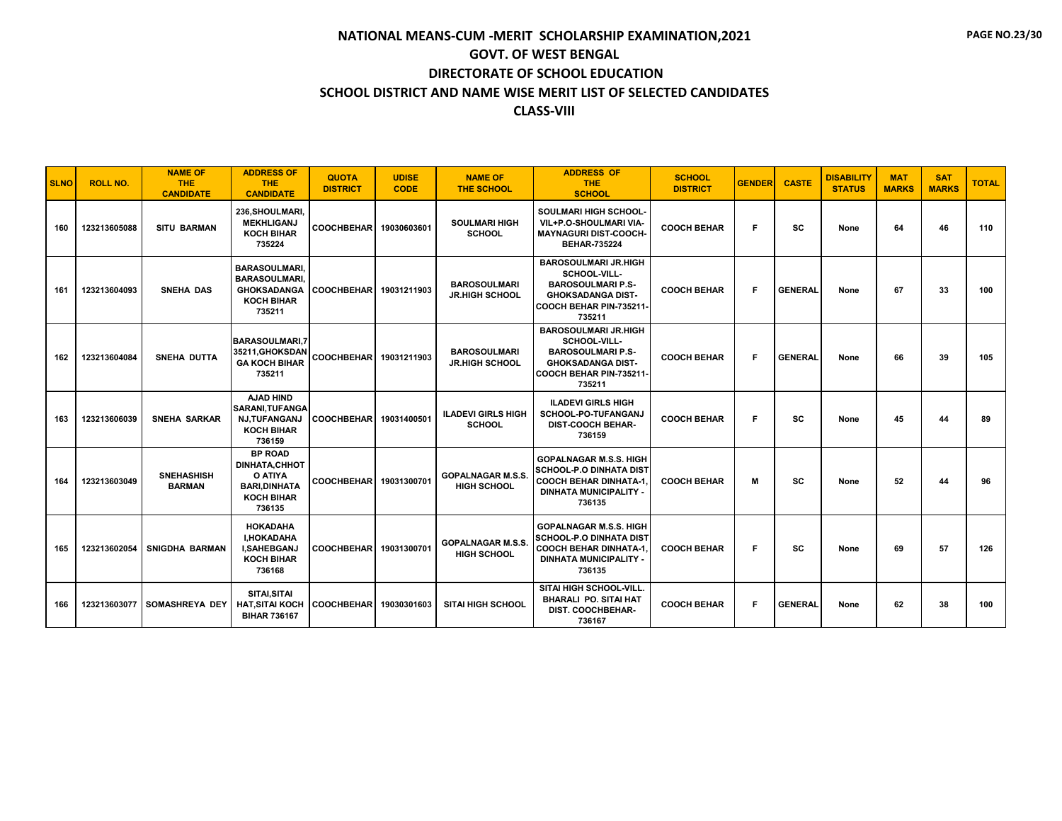# NATIONAL MEANS-CUM -MERIT SCHOLARSHIP EXAMINATION,2021
## GOVT. OF WEST BENGAL
## DIRECTORATE OF SCHOOL EDUCATION
## SCHOOL DISTRICT AND NAME WISE MERIT LIST OF SELECTED CANDIDATES
## CLASS-VIII

| SLNO | ROLL NO. | NAME OF THE CANDIDATE | ADDRESS OF THE CANDIDATE | QUOTA DISTRICT | UDISE CODE | NAME OF THE SCHOOL | ADDRESS OF THE SCHOOL | SCHOOL DISTRICT | GENDER | CASTE | DISABILITY STATUS | MAT MARKS | SAT MARKS | TOTAL |
|---|---|---|---|---|---|---|---|---|---|---|---|---|---|---|
| 160 | 123213605088 | SITU BARMAN | 236,SHOULMARI, MEKHLIGANJ KOCH BIHAR 735224 | COOCHBEHAR | 19030603601 | SOULMARI HIGH SCHOOL | SOULMARI HIGH SCHOOL-VIL+P.O-SHOULMARI VIA-MAYNAGURI DIST-COOCH-BEHAR-735224 | COOCH BEHAR | F | SC | None | 64 | 46 | 110 |
| 161 | 123213604093 | SNEHA DAS | BARASOULMARI, BARASOULMARI, GHOKSADANGA KOCH BIHAR 735211 | COOCHBEHAR | 19031211903 | BAROSOULMARI JR.HIGH SCHOOL | BAROSOULMARI JR.HIGH SCHOOL-VILL-BAROSOULMARI P.S-GHOKSADANGA DIST-COOCH BEHAR PIN-735211-735211 | COOCH BEHAR | F | GENERAL | None | 67 | 33 | 100 |
| 162 | 123213604084 | SNEHA DUTTA | BARASOULMARI,735211,GHOKSDANGA KOCH BIHAR 735211 | COOCHBEHAR | 19031211903 | BAROSOULMARI JR.HIGH SCHOOL | BAROSOULMARI JR.HIGH SCHOOL-VILL-BAROSOULMARI P.S-GHOKSADANGA DIST-COOCH BEHAR PIN-735211-735211 | COOCH BEHAR | F | GENERAL | None | 66 | 39 | 105 |
| 163 | 123213606039 | SNEHA SARKAR | AJAD HIND SARANI,TUFANGANJ,TUFANGANJ KOCH BIHAR 736159 | COOCHBEHAR | 19031400501 | ILADEVI GIRLS HIGH SCHOOL | ILADEVI GIRLS HIGH SCHOOL-PO-TUFANGANJ DIST-COOCH BEHAR-736159 | COOCH BEHAR | F | SC | None | 45 | 44 | 89 |
| 164 | 123213603049 | SNEHASHISH BARMAN | BP ROAD DINHATA,CHHOTO ATIYA BARI,DINHATA KOCH BIHAR 736135 | COOCHBEHAR | 19031300701 | GOPALNAGAR M.S.S. HIGH SCHOOL | GOPALNAGAR M.S.S. HIGH SCHOOL-P.O DINHATA DIST COOCH BEHAR DINHATA-1, DINHATA MUNICIPALITY - 736135 | COOCH BEHAR | M | SC | None | 52 | 44 | 96 |
| 165 | 123213602054 | SNIGDHA BARMAN | HOKADAHA I,HOKADAHA I,SAHEBGANJ KOCH BIHAR 736168 | COOCHBEHAR | 19031300701 | GOPALNAGAR M.S.S. HIGH SCHOOL | GOPALNAGAR M.S.S. HIGH SCHOOL-P.O DINHATA DIST COOCH BEHAR DINHATA-1, DINHATA MUNICIPALITY - 736135 | COOCH BEHAR | F | SC | None | 69 | 57 | 126 |
| 166 | 123213603077 | SOMASHREYA DEY | SITAI,SITAI HAT,SITAI KOCH BIHAR 736167 | COOCHBEHAR | 19030301603 | SITAI HIGH SCHOOL | SITAI HIGH SCHOOL-VILL. BHARALI PO. SITAI HAT DIST. COOCHBEHAR-736167 | COOCH BEHAR | F | GENERAL | None | 62 | 38 | 100 |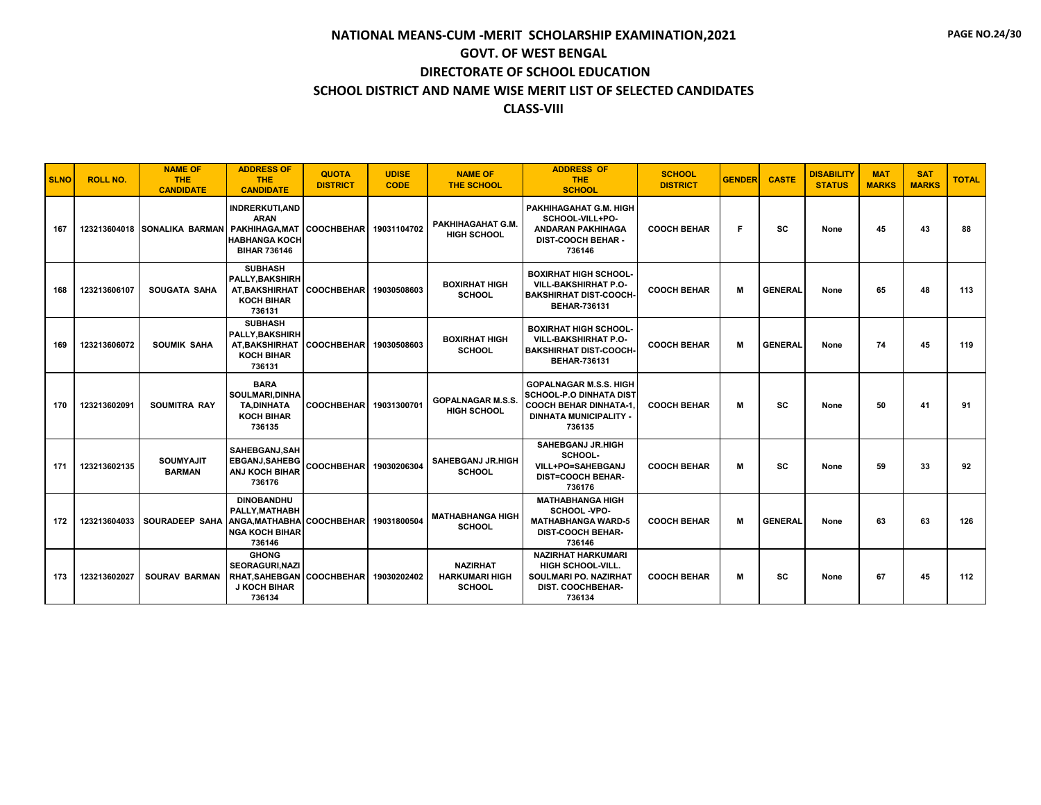# NATIONAL MEANS-CUM -MERIT SCHOLARSHIP EXAMINATION,2021

## GOVT. OF WEST BENGAL

## DIRECTORATE OF SCHOOL EDUCATION

## SCHOOL DISTRICT AND NAME WISE MERIT LIST OF SELECTED CANDIDATES

## CLASS-VIII

| SLNO | ROLL NO. | NAME OF THE CANDIDATE | ADDRESS OF THE CANDIDATE | QUOTA DISTRICT | UDISE CODE | NAME OF THE SCHOOL | ADDRESS OF THE SCHOOL | SCHOOL DISTRICT | GENDER | CASTE | DISABILITY STATUS | MAT MARKS | SAT MARKS | TOTAL |
|---|---|---|---|---|---|---|---|---|---|---|---|---|---|---|
| 167 | 123213604018 | SONALIKA BARMAN | INDRERKUTI,ANDARAN PAKHIHAGA,MATHABHANGA KOCH BIHAR 736146 | COOCHBEHAR | 19031104702 | PAKHIHAGAHAT G.M. HIGH SCHOOL | PAKHIHAGAHAT G.M. HIGH SCHOOL-VILL+PO-ANDARAN PAKHIHAGA DIST-COOCH BEHAR - 736146 | COOCH BEHAR | F | SC | None | 45 | 43 | 88 |
| 168 | 123213606107 | SOUGATA SAHA | SUBHASH PALLY,BAKSHIRHAT,BAKSHIRHAT KOCH BIHAR 736131 | COOCHBEHAR | 19030508603 | BOXIRHAT HIGH SCHOOL | BOXIRHAT HIGH SCHOOL-VILL-BAKSHIRHAT P.O-BAKSHIRHAT DIST-COOCH-BEHAR-736131 | COOCH BEHAR | M | GENERAL | None | 65 | 48 | 113 |
| 169 | 123213606072 | SOUMIK SAHA | SUBHASH PALLY,BAKSHIRHAT,BAKSHIRHAT KOCH BIHAR 736131 | COOCHBEHAR | 19030508603 | BOXIRHAT HIGH SCHOOL | BOXIRHAT HIGH SCHOOL-VILL-BAKSHIRHAT P.O-BAKSHIRHAT DIST-COOCH-BEHAR-736131 | COOCH BEHAR | M | GENERAL | None | 74 | 45 | 119 |
| 170 | 123213602091 | SOUMITRA RAY | BARA SOULMARI,DINHATA,DINHATA KOCH BIHAR 736135 | COOCHBEHAR | 19031300701 | GOPALNAGAR M.S.S. HIGH SCHOOL | GOPALNAGAR M.S.S. HIGH SCHOOL-P.O DINHATA DIST COOCH BEHAR DINHATA-1, DINHATA MUNICIPALITY - 736135 | COOCH BEHAR | M | SC | None | 50 | 41 | 91 |
| 171 | 123213602135 | SOUMYAJIT BARMAN | SAHEBGANJ,SAHEBGANJ,SAHEBGANJ KOCH BIHAR 736176 | COOCHBEHAR | 19030206304 | SAHEBGANJ JR.HIGH SCHOOL | SAHEBGANJ JR.HIGH SCHOOL-VILL+PO=SAHEBGANJ DIST=COOCH BEHAR-736176 | COOCH BEHAR | M | SC | None | 59 | 33 | 92 |
| 172 | 123213604033 | SOURADEEP SAHA | DINOBANDHU PALLY,MATHABHANGA,MATHABHANGA KOCH BIHAR 736146 | COOCHBEHAR | 19031800504 | MATHABHANGA HIGH SCHOOL | MATHABHANGA HIGH SCHOOL -VPO-MATHABHANGA WARD-5 DIST-COOCH BEHAR-736146 | COOCH BEHAR | M | GENERAL | None | 63 | 63 | 126 |
| 173 | 123213602027 | SOURAV BARMAN | GHONG SEORAGURI,NAZIRHAT,SAHEBGANJ KOCH BIHAR 736134 | COOCHBEHAR | 19030202402 | NAZIRHAT HARKUMARI HIGH SCHOOL | NAZIRHAT HARKUMARI HIGH SCHOOL-VILL. SOULMARI PO. NAZIRHAT DIST. COOCHBEHAR-736134 | COOCH BEHAR | M | SC | None | 67 | 45 | 112 |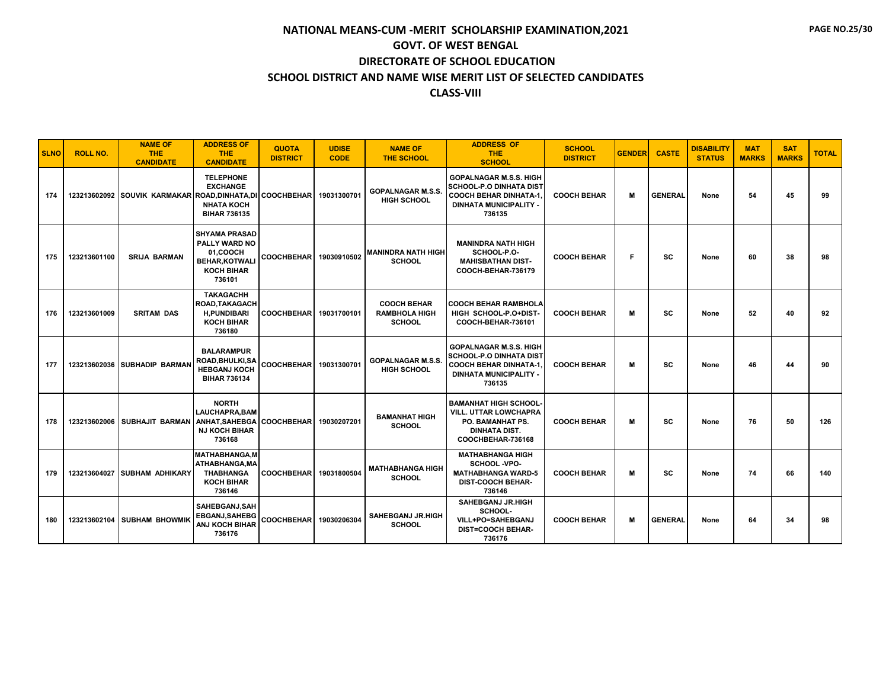# NATIONAL MEANS-CUM -MERIT SCHOLARSHIP EXAMINATION,2021

## GOVT. OF WEST BENGAL

## DIRECTORATE OF SCHOOL EDUCATION

## SCHOOL DISTRICT AND NAME WISE MERIT LIST OF SELECTED CANDIDATES

## CLASS-VIII

| SLNO | ROLL NO. | NAME OF THE CANDIDATE | ADDRESS OF THE CANDIDATE | QUOTA DISTRICT | UDISE CODE | NAME OF THE SCHOOL | ADDRESS OF THE SCHOOL | SCHOOL DISTRICT | GENDER | CASTE | DISABILITY STATUS | MAT MARKS | SAT MARKS | TOTAL |
|---|---|---|---|---|---|---|---|---|---|---|---|---|---|---|
| 174 | 123213602092 | SOUVIK KARMAKAR | TELEPHONE EXCHANGE ROAD,DINHATA,DINHATA KOCH BIHAR 736135 | COOCHBEHAR | 19031300701 | GOPALNAGAR M.S.S. HIGH SCHOOL | GOPALNAGAR M.S.S. HIGH SCHOOL-P.O DINHATA DIST COOCH BEHAR DINHATA-1, DINHATA MUNICIPALITY - 736135 | COOCH BEHAR | M | GENERAL | None | 54 | 45 | 99 |
| 175 | 123213601100 | SRIJA BARMAN | SHYAMA PRASAD PALLY WARD NO 01,COOCH BEHAR,KOTWALI KOCH BIHAR 736101 | COOCHBEHAR | 19030910502 | MANINDRA NATH HIGH SCHOOL | MANINDRA NATH HIGH SCHOOL-P.O-MAHISBATHAN DIST-COOCH-BEHAR-736179 | COOCH BEHAR | F | SC | None | 60 | 38 | 98 |
| 176 | 123213601009 | SRITAM DAS | TAKAGACHH ROAD,TAKAGACHH,PUNDIBARI KOCH BIHAR 736180 | COOCHBEHAR | 19031700101 | COOCH BEHAR RAMBHOLA HIGH SCHOOL | COOCH BEHAR RAMBHOLA HIGH SCHOOL-P.O+DIST-COOCH-BEHAR-736101 | COOCH BEHAR | M | SC | None | 52 | 40 | 92 |
| 177 | 123213602036 | SUBHADIP BARMAN | BALARAMPUR ROAD,BHULKI,SAHEBGANJ KOCH BIHAR 736134 | COOCHBEHAR | 19031300701 | GOPALNAGAR M.S.S. HIGH SCHOOL | GOPALNAGAR M.S.S. HIGH SCHOOL-P.O DINHATA DIST COOCH BEHAR DINHATA-1, DINHATA MUNICIPALITY - 736135 | COOCH BEHAR | M | SC | None | 46 | 44 | 90 |
| 178 | 123213602006 | SUBHAJIT BARMAN | NORTH LAUCHAPRA,BAMANHAT,SAHEBGANJ KOCH BIHAR 736168 | COOCHBEHAR | 19030207201 | BAMANHAT HIGH SCHOOL | BAMANHAT HIGH SCHOOL-VILL. UTTAR LOWCHAPRA PO. BAMANHAT PS. DINHATA DIST. COOCHBEHAR-736168 | COOCH BEHAR | M | SC | None | 76 | 50 | 126 |
| 179 | 123213604027 | SUBHAM ADHIKARY | MATHABHANGA,MATHABHANGA,MATHABHANGA KOCH BIHAR 736146 | COOCHBEHAR | 19031800504 | MATHABHANGA HIGH SCHOOL | MATHABHANGA HIGH SCHOOL -VPO-MATHABHANGA WARD-5 DIST-COOCH BEHAR-736146 | COOCH BEHAR | M | SC | None | 74 | 66 | 140 |
| 180 | 123213602104 | SUBHAM BHOWMIK | SAHEBGANJ,SAHEBGANJ,SAHEBGANJ KOCH BIHAR 736176 | COOCHBEHAR | 19030206304 | SAHEBGANJ JR.HIGH SCHOOL | SAHEBGANJ JR.HIGH SCHOOL-VILL+PO=SAHEBGANJ DIST=COOCH BEHAR-736176 | COOCH BEHAR | M | GENERAL | None | 64 | 34 | 98 |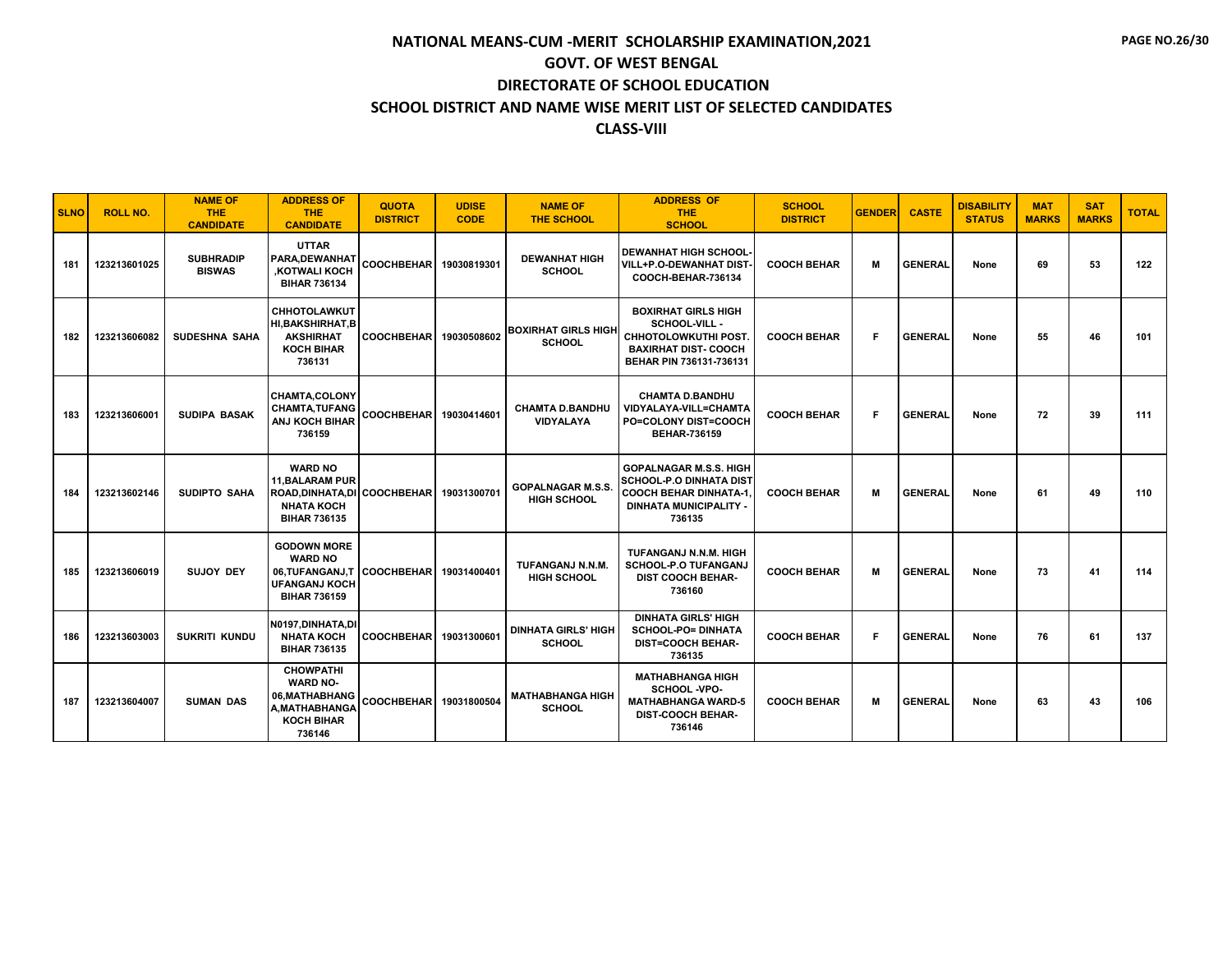# NATIONAL MEANS-CUM -MERIT SCHOLARSHIP EXAMINATION,2021

## GOVT. OF WEST BENGAL

## DIRECTORATE OF SCHOOL EDUCATION

## SCHOOL DISTRICT AND NAME WISE MERIT LIST OF SELECTED CANDIDATES

## CLASS-VIII

| SLNO | ROLL NO. | NAME OF THE CANDIDATE | ADDRESS OF THE CANDIDATE | QUOTA DISTRICT | UDISE CODE | NAME OF THE SCHOOL | ADDRESS OF THE SCHOOL | SCHOOL DISTRICT | GENDER | CASTE | DISABILITY STATUS | MAT MARKS | SAT MARKS | TOTAL |
|---|---|---|---|---|---|---|---|---|---|---|---|---|---|---|
| 181 | 123213601025 | SUBHRADIP BISWAS | UTTAR PARA,DEWANHAT ,KOTWALI KOCH BIHAR 736134 | COOCHBEHAR | 19030819301 | DEWANHAT HIGH SCHOOL | DEWANHAT HIGH SCHOOL-VILL+P.O-DEWANHAT DIST-COOCH-BEHAR-736134 | COOCH BEHAR | M | GENERAL | None | 69 | 53 | 122 |
| 182 | 123213606082 | SUDESHNA SAHA | CHHOTOLAWKUTHI,BAKSHIRHAT,BAKSHIRHAT KOCH BIHAR 736131 | COOCHBEHAR | 19030508602 | BOXIRHAT GIRLS HIGH SCHOOL | BOXIRHAT GIRLS HIGH SCHOOL-VILL - CHHOTOLOWKUTHI POST. BAXIRHAT DIST- COOCH BEHAR PIN 736131-736131 | COOCH BEHAR | F | GENERAL | None | 55 | 46 | 101 |
| 183 | 123213606001 | SUDIPA BASAK | CHAMTA,COLONY CHAMTA,TUFANGANJ KOCH BIHAR 736159 | COOCHBEHAR | 19030414601 | CHAMTA D.BANDHU VIDYALAYA | CHAMTA D.BANDHU VIDYALAYA-VILL=CHAMTA PO=COLONY DIST=COOCH BEHAR-736159 | COOCH BEHAR | F | GENERAL | None | 72 | 39 | 111 |
| 184 | 123213602146 | SUDIPTO SAHA | WARD NO 11,BALARAM PUR ROAD,DINHATA,DINHATA KOCH BIHAR 736135 | COOCHBEHAR | 19031300701 | GOPALNAGAR M.S.S. HIGH SCHOOL | GOPALNAGAR M.S.S. HIGH SCHOOL-P.O DINHATA DIST COOCH BEHAR DINHATA-1, DINHATA MUNICIPALITY - 736135 | COOCH BEHAR | M | GENERAL | None | 61 | 49 | 110 |
| 185 | 123213606019 | SUJOY DEY | GODOWN MORE WARD NO 06,TUFANGANJ,TUFANGANJ KOCH BIHAR 736159 | COOCHBEHAR | 19031400401 | TUFANGANJ N.N.M. HIGH SCHOOL | TUFANGANJ N.N.M. HIGH SCHOOL-P.O TUFANGANJ DIST COOCH BEHAR-736160 | COOCH BEHAR | M | GENERAL | None | 73 | 41 | 114 |
| 186 | 123213603003 | SUKRITI KUNDU | N0197,DINHATA,DINHATA KOCH BIHAR 736135 | COOCHBEHAR | 19031300601 | DINHATA GIRLS' HIGH SCHOOL | DINHATA GIRLS' HIGH SCHOOL-PO= DINHATA DIST=COOCH BEHAR-736135 | COOCH BEHAR | F | GENERAL | None | 76 | 61 | 137 |
| 187 | 123213604007 | SUMAN DAS | CHOWPATHI WARD NO-06,MATHABHANGA,MATHABHANGA KOCH BIHAR 736146 | COOCHBEHAR | 19031800504 | MATHABHANGA HIGH SCHOOL | MATHABHANGA HIGH SCHOOL -VPO-MATHABHANGA WARD-5 DIST-COOCH BEHAR-736146 | COOCH BEHAR | M | GENERAL | None | 63 | 43 | 106 |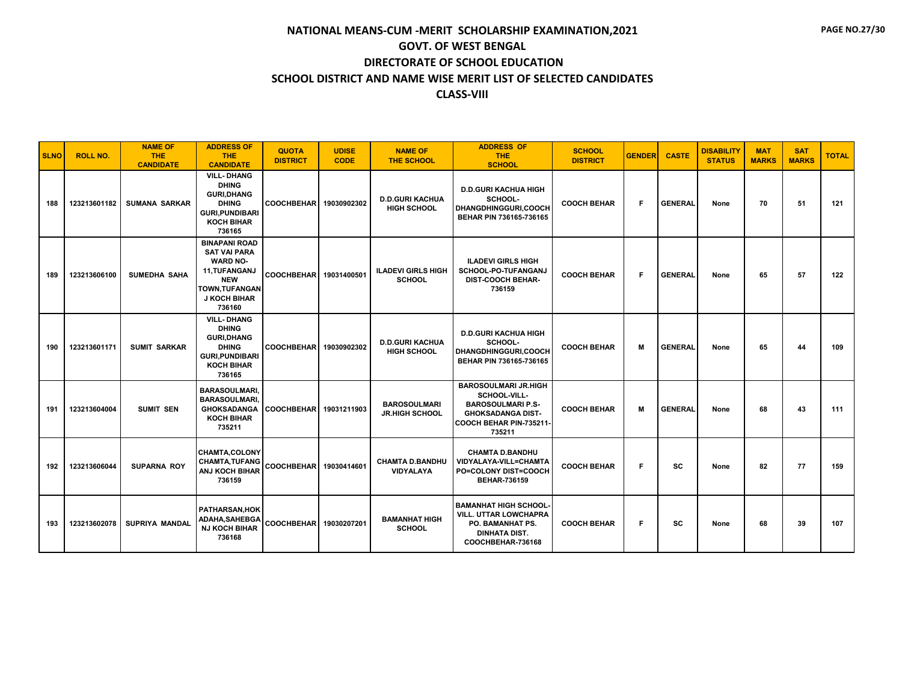# NATIONAL MEANS-CUM -MERIT SCHOLARSHIP EXAMINATION,2021
## GOVT. OF WEST BENGAL
## DIRECTORATE OF SCHOOL EDUCATION
## SCHOOL DISTRICT AND NAME WISE MERIT LIST OF SELECTED CANDIDATES
## CLASS-VIII

| SLNO | ROLL NO. | NAME OF THE CANDIDATE | ADDRESS OF THE CANDIDATE | QUOTA DISTRICT | UDISE CODE | NAME OF THE SCHOOL | ADDRESS OF THE SCHOOL | SCHOOL DISTRICT | GENDER | CASTE | DISABILITY STATUS | MAT MARKS | SAT MARKS | TOTAL |
|---|---|---|---|---|---|---|---|---|---|---|---|---|---|---|
| 188 | 123213601182 | SUMANA SARKAR | VILL- DHANG DHING GURI,DHANG DHING GURI,PUNDIBARI KOCH BIHAR 736165 | COOCHBEHAR | 19030902302 | D.D.GURI KACHUA HIGH SCHOOL | D.D.GURI KACHUA HIGH SCHOOL- DHANGDHINGGURI,COOCH BEHAR PIN 736165-736165 | COOCH BEHAR | F | GENERAL | None | 70 | 51 | 121 |
| 189 | 123213606100 | SUMEDHA SAHA | BINAPANI ROAD SAT VAI PARA WARD NO- 11,TUFANGANJ NEW TOWN,TUFANGAN J KOCH BIHAR 736160 | COOCHBEHAR | 19031400501 | ILADEVI GIRLS HIGH SCHOOL | ILADEVI GIRLS HIGH SCHOOL-PO-TUFANGANJ DIST-COOCH BEHAR- 736159 | COOCH BEHAR | F | GENERAL | None | 65 | 57 | 122 |
| 190 | 123213601171 | SUMIT SARKAR | VILL- DHANG DHING GURI,DHANG DHING GURI,PUNDIBARI KOCH BIHAR 736165 | COOCHBEHAR | 19030902302 | D.D.GURI KACHUA HIGH SCHOOL | D.D.GURI KACHUA HIGH SCHOOL- DHANGDHINGGURI,COOCH BEHAR PIN 736165-736165 | COOCH BEHAR | M | GENERAL | None | 65 | 44 | 109 |
| 191 | 123213604004 | SUMIT SEN | BARASOULMARI, BARASOULMARI, GHOKSADANGA KOCH BIHAR 735211 | COOCHBEHAR | 19031211903 | BAROSOULMARI JR.HIGH SCHOOL | BAROSOULMARI JR.HIGH SCHOOL-VILL- BAROSOULMARI P.S- GHOKSADANGA DIST- COOCH BEHAR PIN-735211- 735211 | COOCH BEHAR | M | GENERAL | None | 68 | 43 | 111 |
| 192 | 123213606044 | SUPARNA ROY | CHAMTA,COLONY CHAMTA,TUFANG ANJ KOCH BIHAR 736159 | COOCHBEHAR | 19030414601 | CHAMTA D.BANDHU VIDYALAYA | CHAMTA D.BANDHU VIDYALAYA-VILL=CHAMTA PO=COLONY DIST=COOCH BEHAR-736159 | COOCH BEHAR | F | SC | None | 82 | 77 | 159 |
| 193 | 123213602078 | SUPRIYA MANDAL | PATHARSAN,HOK ADAHA,SAHEBGA NJ KOCH BIHAR 736168 | COOCHBEHAR | 19030207201 | BAMANHAT HIGH SCHOOL | BAMANHAT HIGH SCHOOL- VILL. UTTAR LOWCHAPRA PO. BAMANHAT PS. DINHATA DIST. COOCHBEHAR-736168 | COOCH BEHAR | F | SC | None | 68 | 39 | 107 |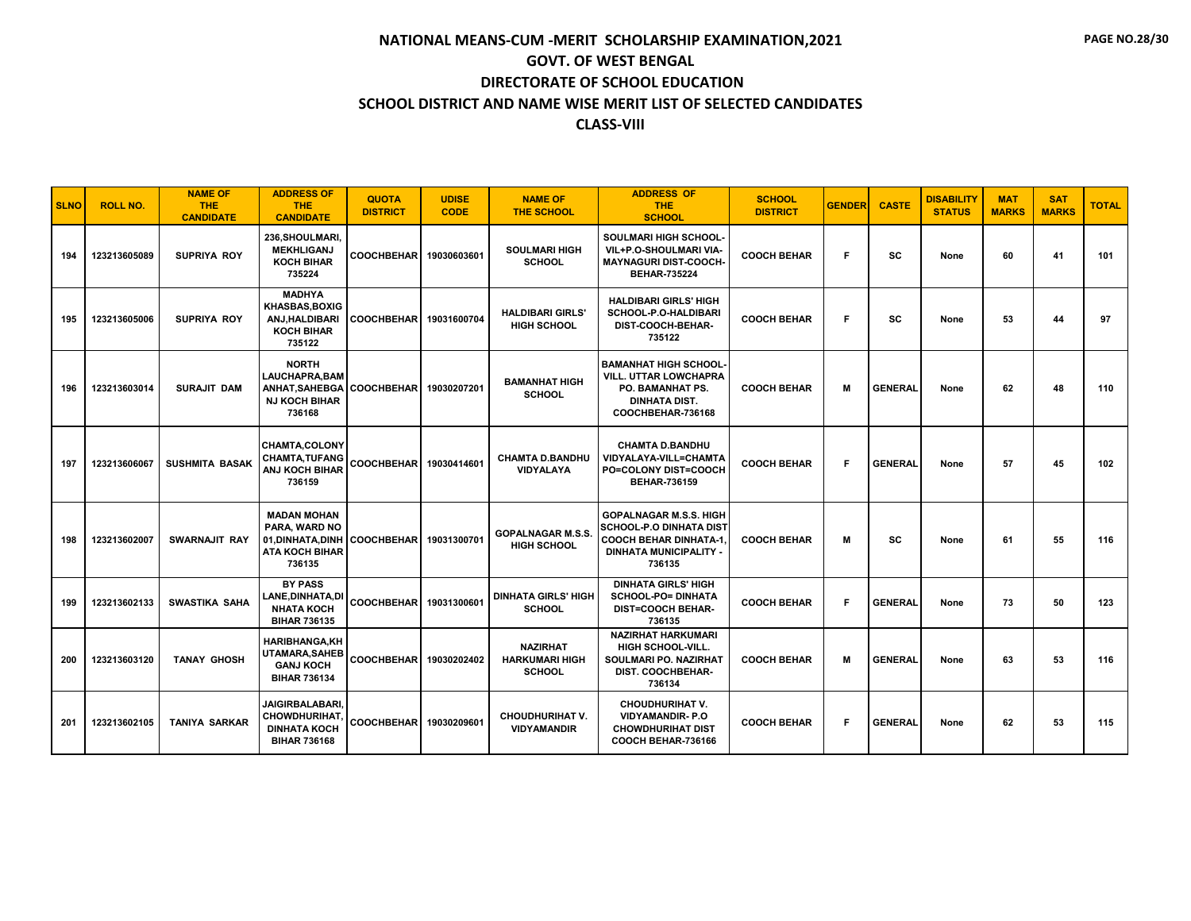# NATIONAL MEANS-CUM -MERIT SCHOLARSHIP EXAMINATION,2021

## GOVT. OF WEST BENGAL

## DIRECTORATE OF SCHOOL EDUCATION

## SCHOOL DISTRICT AND NAME WISE MERIT LIST OF SELECTED CANDIDATES

## CLASS-VIII

| SLNO | ROLL NO. | NAME OF THE CANDIDATE | ADDRESS OF THE CANDIDATE | QUOTA DISTRICT | UDISE CODE | NAME OF THE SCHOOL | ADDRESS OF THE SCHOOL | SCHOOL DISTRICT | GENDER | CASTE | DISABILITY STATUS | MAT MARKS | SAT MARKS | TOTAL |
|---|---|---|---|---|---|---|---|---|---|---|---|---|---|---|
| 194 | 123213605089 | SUPRIYA ROY | 236,SHOULMARI, MEKHLIGANJ KOCH BIHAR 735224 | COOCHBEHAR | 19030603601 | SOULMARI HIGH SCHOOL | SOULMARI HIGH SCHOOL-VIL+P.O-SHOULMARI VIA-MAYNAGURI DIST-COOCH-BEHAR-735224 | COOCH BEHAR | F | SC | None | 60 | 41 | 101 |
| 195 | 123213605006 | SUPRIYA ROY | MADHYA KHASBAS,BOXIGANJ,HALDIBARI KOCH BIHAR 735122 | COOCHBEHAR | 19031600704 | HALDIBARI GIRLS' HIGH SCHOOL | HALDIBARI GIRLS' HIGH SCHOOL-P.O-HALDIBARI DIST-COOCH-BEHAR-735122 | COOCH BEHAR | F | SC | None | 53 | 44 | 97 |
| 196 | 123213603014 | SURAJIT DAM | NORTH LAUCHAPRA,BAMANHAT,SAHEBGANJ KOCH BIHAR 736168 | COOCHBEHAR | 19030207201 | BAMANHAT HIGH SCHOOL | BAMANHAT HIGH SCHOOL-VILL. UTTAR LOWCHAPRA PO. BAMANHAT PS. DINHATA DIST. COOCHBEHAR-736168 | COOCH BEHAR | M | GENERAL | None | 62 | 48 | 110 |
| 197 | 123213606067 | SUSHMITA BASAK | CHAMTA,COLONY CHAMTA,TUFANGANJ KOCH BIHAR 736159 | COOCHBEHAR | 19030414601 | CHAMTA D.BANDHU VIDYALAYA | CHAMTA D.BANDHU VIDYALAYA-VILL=CHAMTA PO=COLONY DIST=COOCH BEHAR-736159 | COOCH BEHAR | F | GENERAL | None | 57 | 45 | 102 |
| 198 | 123213602007 | SWARNAJIT RAY | MADAN MOHAN PARA, WARD NO 01,DINHATA,DINHATA KOCH BIHAR 736135 | COOCHBEHAR | 19031300701 | GOPALNAGAR M.S.S. HIGH SCHOOL | GOPALNAGAR M.S.S. HIGH SCHOOL-P.O DINHATA DIST COOCH BEHAR DINHATA-1, DINHATA MUNICIPALITY - 736135 | COOCH BEHAR | M | SC | None | 61 | 55 | 116 |
| 199 | 123213602133 | SWASTIKA SAHA | BY PASS LANE,DINHATA,DINHATA KOCH BIHAR 736135 | COOCHBEHAR | 19031300601 | DINHATA GIRLS' HIGH SCHOOL | DINHATA GIRLS' HIGH SCHOOL-PO= DINHATA DIST=COOCH BEHAR-736135 | COOCH BEHAR | F | GENERAL | None | 73 | 50 | 123 |
| 200 | 123213603120 | TANAY GHOSH | HARIBHANGA,KHUTAMARA,SAHEBGANJ KOCH BIHAR 736134 | COOCHBEHAR | 19030202402 | NAZIRHAT HARKUMARI HIGH SCHOOL | NAZIRHAT HARKUMARI HIGH SCHOOL-VILL. SOULMARI PO. NAZIRHAT DIST. COOCHBEHAR-736134 | COOCH BEHAR | M | GENERAL | None | 63 | 53 | 116 |
| 201 | 123213602105 | TANIYA SARKAR | JAIGIRBALABARI, CHOWDHURIHAT, DINHATA KOCH BIHAR 736168 | COOCHBEHAR | 19030209601 | CHOUDHURIHAT V. VIDYAMANDIR | CHOUDHURIHAT V. VIDYAMANDIR- P.O CHOWDHURIHAT DIST COOCH BEHAR-736166 | COOCH BEHAR | F | GENERAL | None | 62 | 53 | 115 |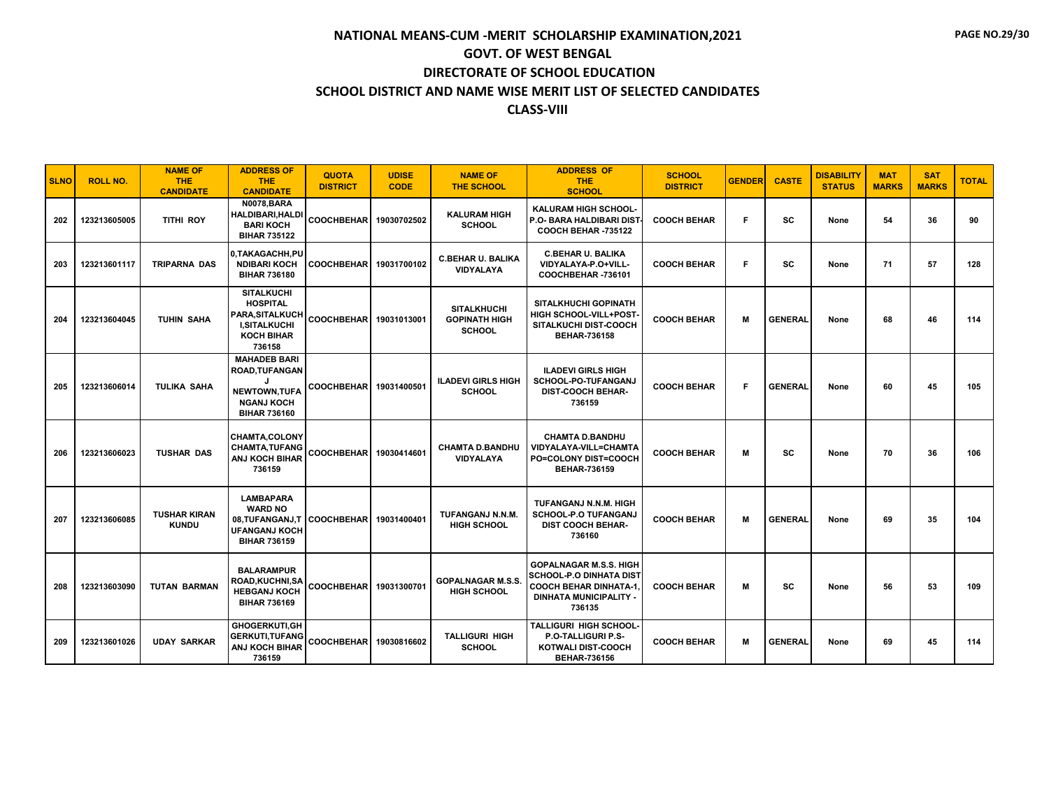# NATIONAL MEANS-CUM -MERIT SCHOLARSHIP EXAMINATION,2021

## GOVT. OF WEST BENGAL

## DIRECTORATE OF SCHOOL EDUCATION

## SCHOOL DISTRICT AND NAME WISE MERIT LIST OF SELECTED CANDIDATES

## CLASS-VIII

| SLNO | ROLL NO. | NAME OF THE CANDIDATE | ADDRESS OF THE CANDIDATE | QUOTA DISTRICT | UDISE CODE | NAME OF THE SCHOOL | ADDRESS OF THE SCHOOL | SCHOOL DISTRICT | GENDER | CASTE | DISABILITY STATUS | MAT MARKS | SAT MARKS | TOTAL |
|---|---|---|---|---|---|---|---|---|---|---|---|---|---|---|
| 202 | 123213605005 | TITHI ROY | N0078,BARA HALDIBARI,HALDIBARI KOCH BIHAR 735122 | COOCHBEHAR | 19030702502 | KALURAM HIGH SCHOOL | KALURAM HIGH SCHOOL-P.O- BARA HALDIBARI DIST-COOCH BEHAR -735122 | COOCH BEHAR | F | SC | None | 54 | 36 | 90 |
| 203 | 123213601117 | TRIPARNA DAS | 0,TAKAGACHH,PUNDIBARI KOCH BIHAR 736180 | COOCHBEHAR | 19031700102 | C.BEHAR U. BALIKA VIDYALAYA | C.BEHAR U. BALIKA VIDYALAYA-P.O+VILL-COOCHBEHAR -736101 | COOCH BEHAR | F | SC | None | 71 | 57 | 128 |
| 204 | 123213604045 | TUHIN SAHA | SITALKUCHI HOSPITAL PARA,SITALKUCHI,SITALKUCHI KOCH BIHAR 736158 | COOCHBEHAR | 19031013001 | SITALKHUCHI GOPINATH HIGH SCHOOL | SITALKHUCHI GOPINATH HIGH SCHOOL-VILL+POST-SITALKUCHI DIST-COOCH BEHAR-736158 | COOCH BEHAR | M | GENERAL | None | 68 | 46 | 114 |
| 205 | 123213606014 | TULIKA SAHA | MAHADEB BARI ROAD,TUFANGANJ NEWTOWN,TUFANGANJ KOCH BIHAR 736160 | COOCHBEHAR | 19031400501 | ILADEVI GIRLS HIGH SCHOOL | ILADEVI GIRLS HIGH SCHOOL-PO-TUFANGANJ DIST-COOCH BEHAR-736159 | COOCH BEHAR | F | GENERAL | None | 60 | 45 | 105 |
| 206 | 123213606023 | TUSHAR DAS | CHAMTA,COLONY CHAMTA,TUFANGANJ KOCH BIHAR 736159 | COOCHBEHAR | 19030414601 | CHAMTA D.BANDHU VIDYALAYA | CHAMTA D.BANDHU VIDYALAYA-VILL=CHAMTA PO=COLONY DIST=COOCH BEHAR-736159 | COOCH BEHAR | M | SC | None | 70 | 36 | 106 |
| 207 | 123213606085 | TUSHAR KIRAN KUNDU | LAMBAPARA WARD NO 08,TUFANGANJ,TUFANGANJ KOCH BIHAR 736159 | COOCHBEHAR | 19031400401 | TUFANGANJ N.N.M. HIGH SCHOOL | TUFANGANJ N.N.M. HIGH SCHOOL-P.O TUFANGANJ DIST COOCH BEHAR-736160 | COOCH BEHAR | M | GENERAL | None | 69 | 35 | 104 |
| 208 | 123213603090 | TUTAN BARMAN | BALARAMPUR ROAD,KUCHNI,SAHEBGANJ KOCH BIHAR 736169 | COOCHBEHAR | 19031300701 | GOPALNAGAR M.S.S. HIGH SCHOOL | GOPALNAGAR M.S.S. HIGH SCHOOL-P.O DINHATA DIST COOCH BEHAR DINHATA-1, DINHATA MUNICIPALITY - 736135 | COOCH BEHAR | M | SC | None | 56 | 53 | 109 |
| 209 | 123213601026 | UDAY SARKAR | GHOGERKUTI,GHGERKUTI,TUFANGANJ KOCH BIHAR 736159 | COOCHBEHAR | 19030816602 | TALLIGURI HIGH SCHOOL | TALLIGURI HIGH SCHOOL-P.O-TALLIGURI P.S-KOTWALI DIST-COOCH BEHAR-736156 | COOCH BEHAR | M | GENERAL | None | 69 | 45 | 114 |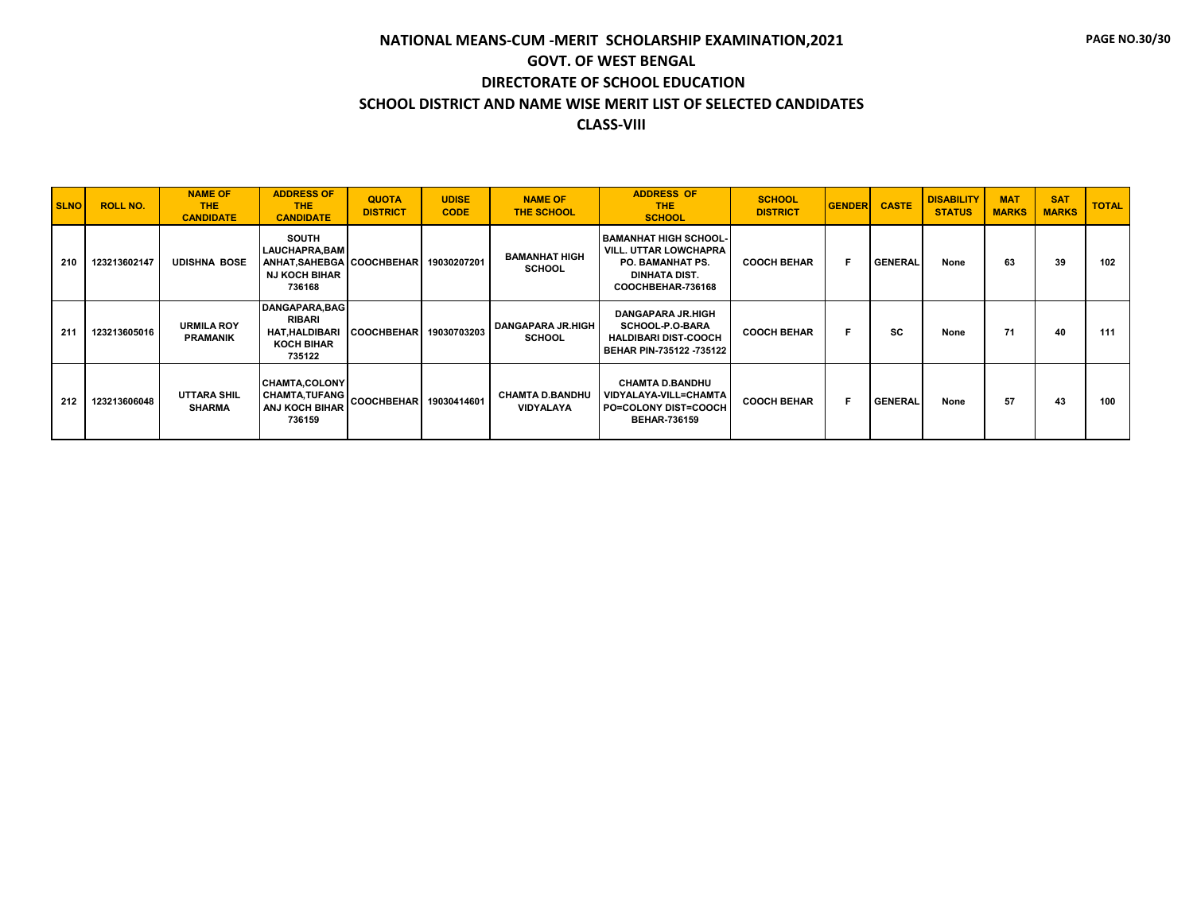# NATIONAL MEANS-CUM -MERIT SCHOLARSHIP EXAMINATION,2021

## GOVT. OF WEST BENGAL

## DIRECTORATE OF SCHOOL EDUCATION

## SCHOOL DISTRICT AND NAME WISE MERIT LIST OF SELECTED CANDIDATES

## CLASS-VIII

| SLNO | ROLL NO. | NAME OF THE CANDIDATE | ADDRESS OF THE CANDIDATE | QUOTA DISTRICT | UDISE CODE | NAME OF THE SCHOOL | ADDRESS OF THE SCHOOL | SCHOOL DISTRICT | GENDER | CASTE | DISABILITY STATUS | MAT MARKS | SAT MARKS | TOTAL |
|---|---|---|---|---|---|---|---|---|---|---|---|---|---|---|
| 210 | 123213602147 | UDISHNA BOSE | SOUTH LAUCHAPRA,BAMANHAT,SAHEBGANJ KOCH BIHAR 736168 | COOCHBEHAR | 19030207201 | BAMANHAT HIGH SCHOOL | BAMANHAT HIGH SCHOOL-VILL. UTTAR LOWCHAPRA PO. BAMANHAT PS. DINHATA DIST. COOCHBEHAR-736168 | COOCH BEHAR | F | GENERAL | None | 63 | 39 | 102 |
| 211 | 123213605016 | URMILA ROY PRAMANIK | DANGAPARA,BAGRIBARI HAT,HALDIBARI KOCH BIHAR 735122 | COOCHBEHAR | 19030703203 | DANGAPARA JR.HIGH SCHOOL | DANGAPARA JR.HIGH SCHOOL-P.O-BARA HALDIBARI DIST-COOCH BEHAR PIN-735122 -735122 | COOCH BEHAR | F | SC | None | 71 | 40 | 111 |
| 212 | 123213606048 | UTTARA SHIL SHARMA | CHAMTA,COLONY CHAMTA,TUFANGANJ KOCH BIHAR 736159 | COOCHBEHAR | 19030414601 | CHAMTA D.BANDHU VIDYALAYA | CHAMTA D.BANDHU VIDYALAYA-VILL=CHAMTA PO=COLONY DIST=COOCH BEHAR-736159 | COOCH BEHAR | F | GENERAL | None | 57 | 43 | 100 |